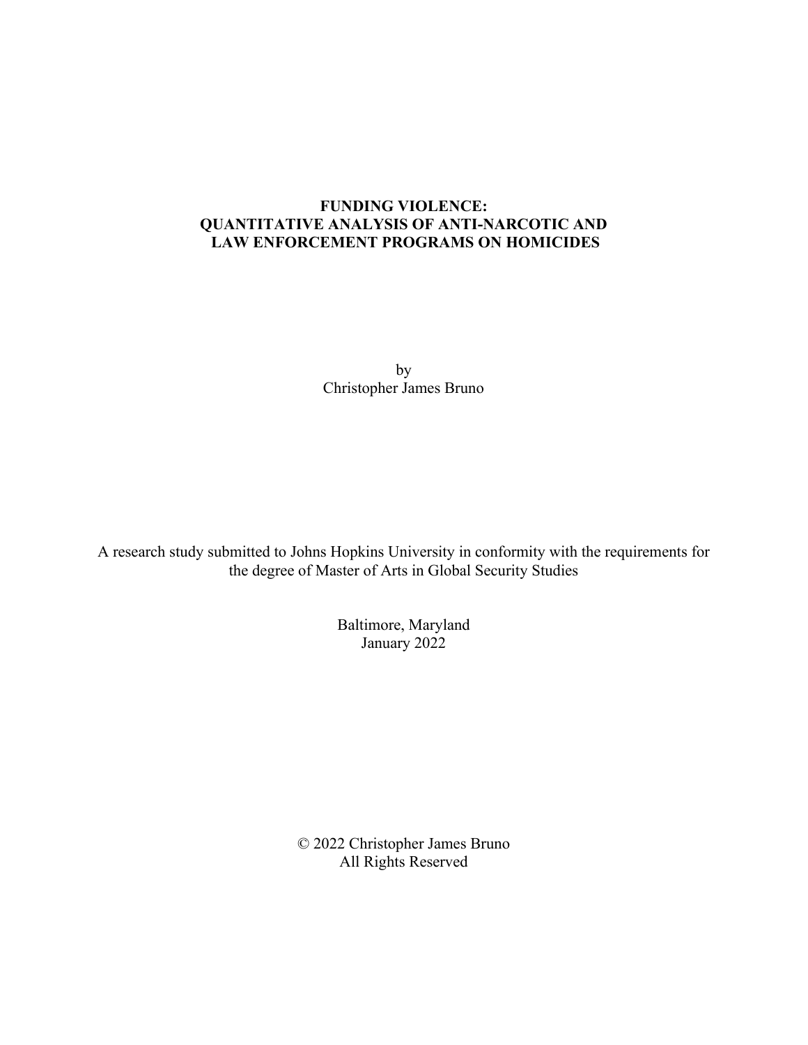# FUNDING VIOLENCE: QUANTITATIVE ANALYSIS OF ANTI-NARCOTIC AND LAW ENFORCEMENT PROGRAMS ON HOMICIDES

by

Christopher James Bruno

A research study submitted to Johns Hopkins University in conformity with the requirements for the degree of Master of Arts in Global Security Studies

Baltimore, Maryland

January 2022

© 2022 Christopher James Bruno

All Rights Reserved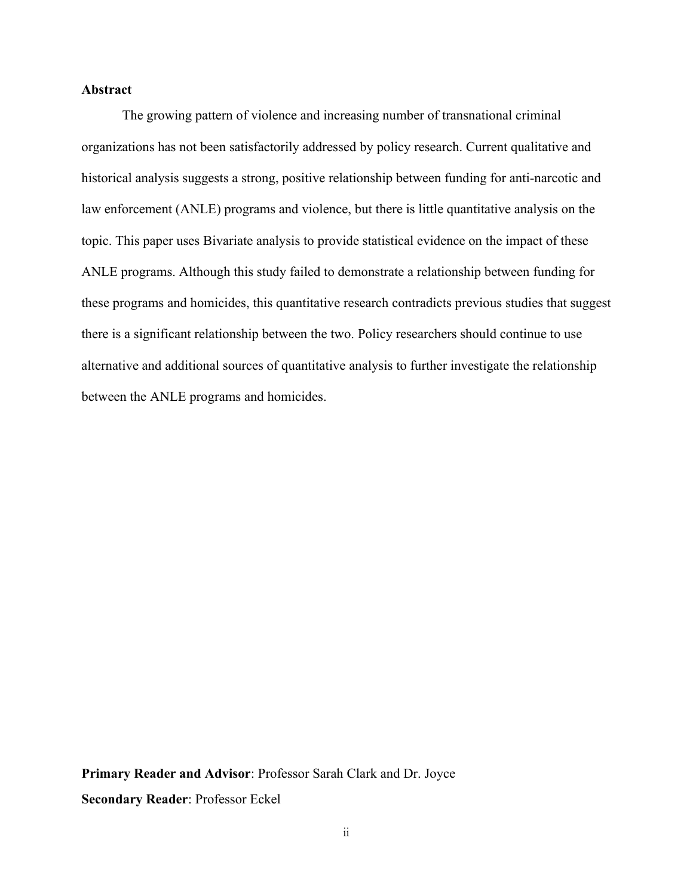## Abstract

The growing pattern of violence and increasing number of transnational criminal organizations has not been satisfactorily addressed by policy research. Current qualitative and historical analysis suggests a strong, positive relationship between funding for anti-narcotic and law enforcement (ANLE) programs and violence, but there is little quantitative analysis on the topic. This paper uses Bivariate analysis to provide statistical evidence on the impact of these ANLE programs. Although this study failed to demonstrate a relationship between funding for these programs and homicides, this quantitative research contradicts previous studies that suggest there is a significant relationship between the two. Policy researchers should continue to use alternative and additional sources of quantitative analysis to further investigate the relationship between the ANLE programs and homicides.

**Primary Reader and Advisor**: Professor Sarah Clark and Dr. Joyce

**Secondary Reader**: Professor Eckel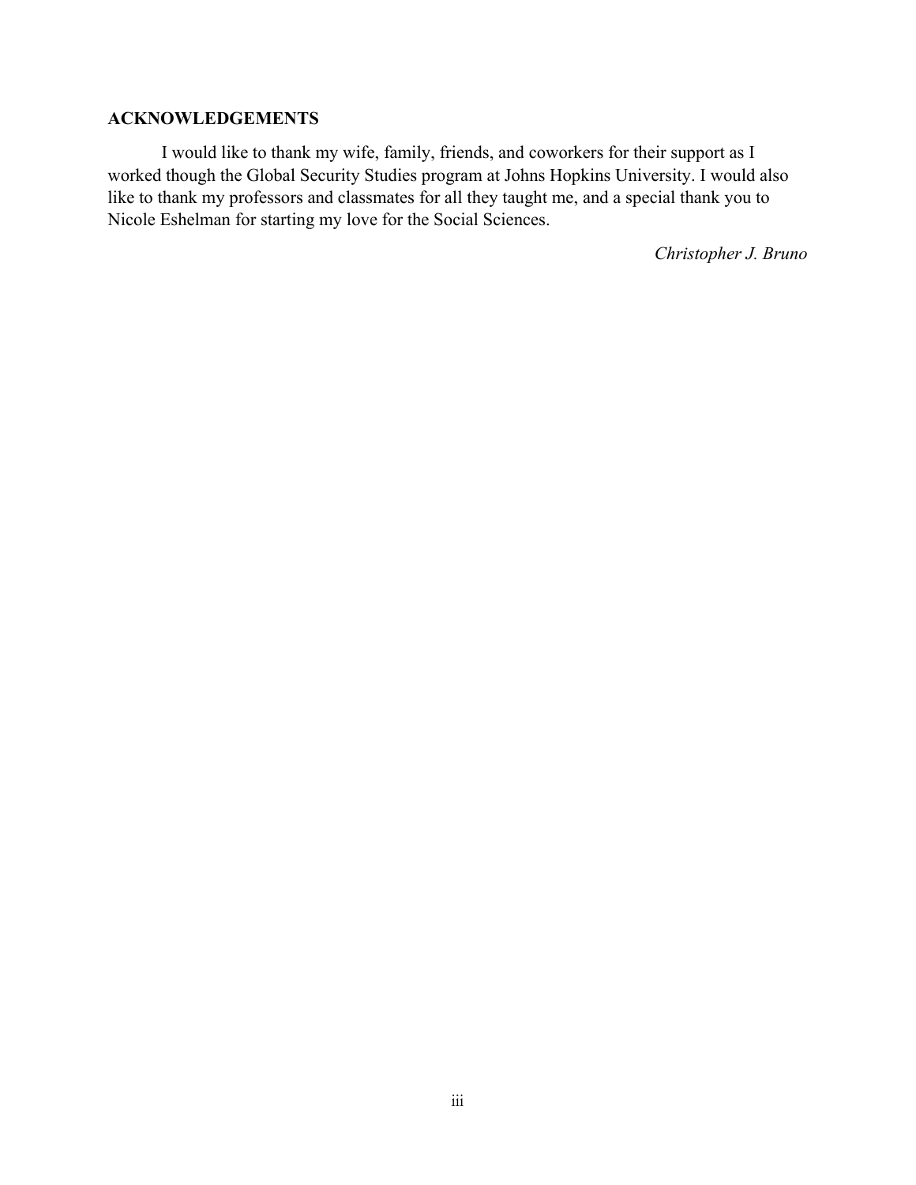## ACKNOWLEDGEMENTS

I would like to thank my wife, family, friends, and coworkers for their support as I worked though the Global Security Studies program at Johns Hopkins University. I would also like to thank my professors and classmates for all they taught me, and a special thank you to Nicole Eshelman for starting my love for the Social Sciences.

*Christopher J. Bruno*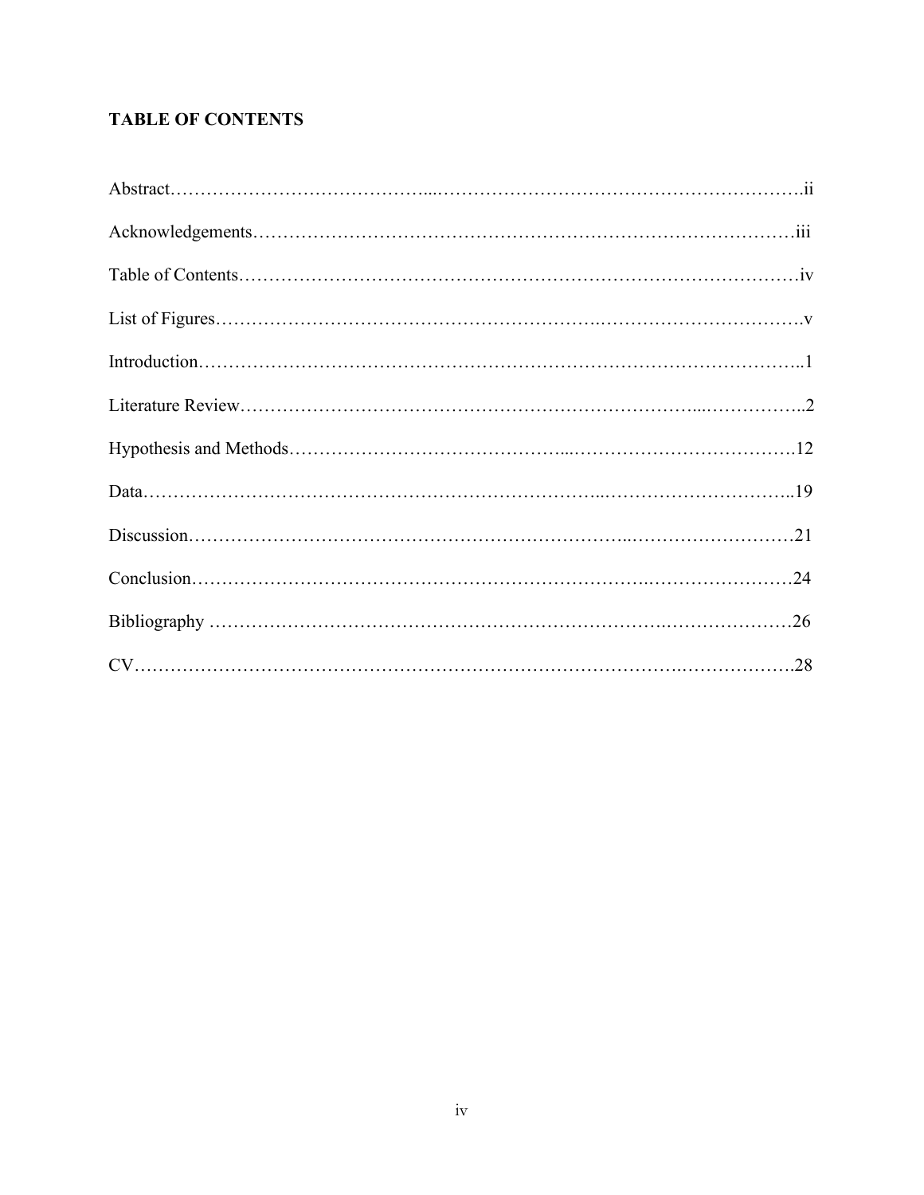## TABLE OF CONTENTS

| Section | Page |
|---|---|
| Abstract | ii |
| Acknowledgements | iii |
| Table of Contents | iv |
| List of Figures | v |
| Introduction | 1 |
| Literature Review | 2 |
| Hypothesis and Methods | 12 |
| Data | 19 |
| Discussion | 21 |
| Conclusion | 24 |
| Bibliography | 26 |
| CV | 28 |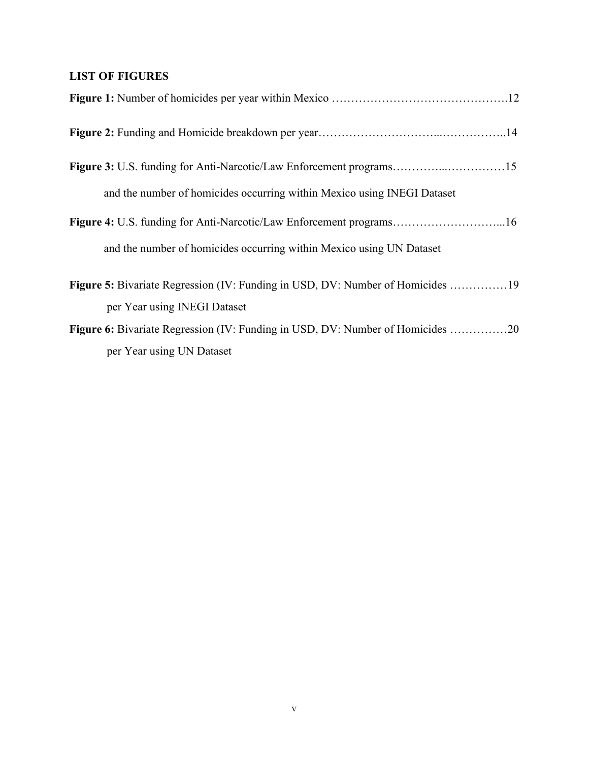## LIST OF FIGURES

**Figure 1:** Number of homicides per year within Mexico ……………………………………….12

**Figure 2:** Funding and Homicide breakdown per year………………………...……………..14

**Figure 3:** U.S. funding for Anti-Narcotic/Law Enforcement programs…………...……………15
and the number of homicides occurring within Mexico using INEGI Dataset

**Figure 4:** U.S. funding for Anti-Narcotic/Law Enforcement programs………………………...16
and the number of homicides occurring within Mexico using UN Dataset

**Figure 5:** Bivariate Regression (IV: Funding in USD, DV: Number of Homicides ……………19
per Year using INEGI Dataset

**Figure 6:** Bivariate Regression (IV: Funding in USD, DV: Number of Homicides ……………20
per Year using UN Dataset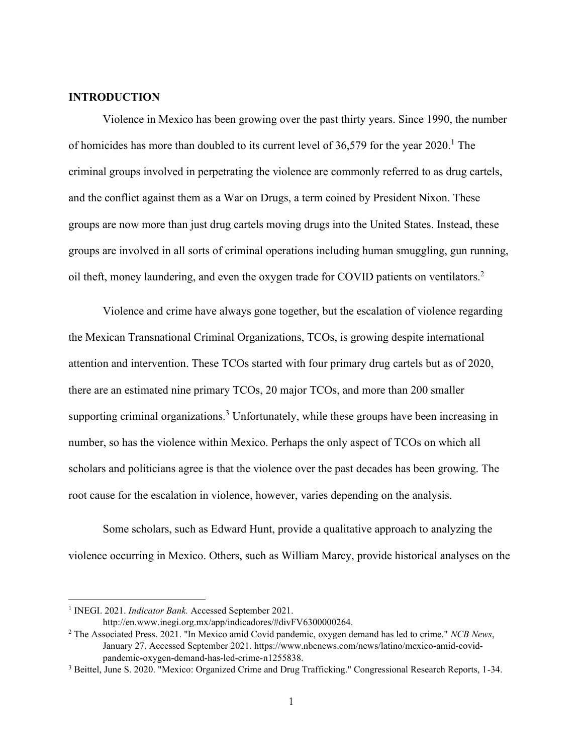## INTRODUCTION

Violence in Mexico has been growing over the past thirty years. Since 1990, the number of homicides has more than doubled to its current level of 36,579 for the year 2020.[1] The criminal groups involved in perpetrating the violence are commonly referred to as drug cartels, and the conflict against them as a War on Drugs, a term coined by President Nixon. These groups are now more than just drug cartels moving drugs into the United States. Instead, these groups are involved in all sorts of criminal operations including human smuggling, gun running, oil theft, money laundering, and even the oxygen trade for COVID patients on ventilators.[2]

Violence and crime have always gone together, but the escalation of violence regarding the Mexican Transnational Criminal Organizations, TCOs, is growing despite international attention and intervention. These TCOs started with four primary drug cartels but as of 2020, there are an estimated nine primary TCOs, 20 major TCOs, and more than 200 smaller supporting criminal organizations.[3] Unfortunately, while these groups have been increasing in number, so has the violence within Mexico. Perhaps the only aspect of TCOs on which all scholars and politicians agree is that the violence over the past decades has been growing. The root cause for the escalation in violence, however, varies depending on the analysis.

Some scholars, such as Edward Hunt, provide a qualitative approach to analyzing the violence occurring in Mexico. Others, such as William Marcy, provide historical analyses on the

---

[1] INEGI. 2021. *Indicator Bank.* Accessed September 2021. http://en.www.inegi.org.mx/app/indicadores/#divFV6300000264.

[2] The Associated Press. 2021. "In Mexico amid Covid pandemic, oxygen demand has led to crime." *NCB News*, January 27. Accessed September 2021. https://www.nbcnews.com/news/latino/mexico-amid-covid-pandemic-oxygen-demand-has-led-crime-n1255838.

[3] Beittel, June S. 2020. "Mexico: Organized Crime and Drug Trafficking." Congressional Research Reports, 1-34.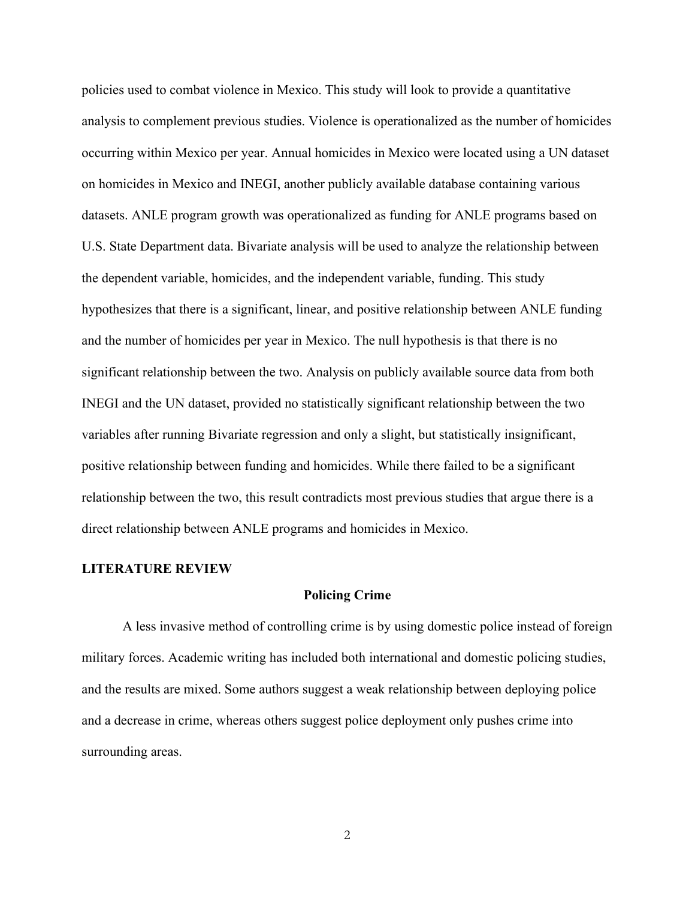policies used to combat violence in Mexico. This study will look to provide a quantitative analysis to complement previous studies. Violence is operationalized as the number of homicides occurring within Mexico per year. Annual homicides in Mexico were located using a UN dataset on homicides in Mexico and INEGI, another publicly available database containing various datasets. ANLE program growth was operationalized as funding for ANLE programs based on U.S. State Department data. Bivariate analysis will be used to analyze the relationship between the dependent variable, homicides, and the independent variable, funding. This study hypothesizes that there is a significant, linear, and positive relationship between ANLE funding and the number of homicides per year in Mexico. The null hypothesis is that there is no significant relationship between the two. Analysis on publicly available source data from both INEGI and the UN dataset, provided no statistically significant relationship between the two variables after running Bivariate regression and only a slight, but statistically insignificant, positive relationship between funding and homicides. While there failed to be a significant relationship between the two, this result contradicts most previous studies that argue there is a direct relationship between ANLE programs and homicides in Mexico.

## LITERATURE REVIEW

### Policing Crime

A less invasive method of controlling crime is by using domestic police instead of foreign military forces. Academic writing has included both international and domestic policing studies, and the results are mixed. Some authors suggest a weak relationship between deploying police and a decrease in crime, whereas others suggest police deployment only pushes crime into surrounding areas.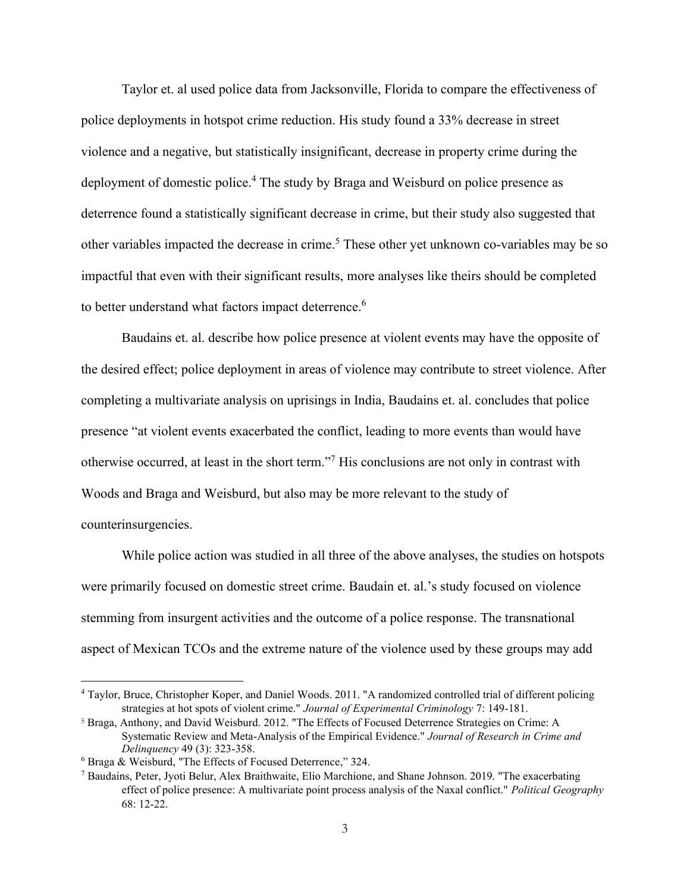Taylor et. al used police data from Jacksonville, Florida to compare the effectiveness of police deployments in hotspot crime reduction. His study found a 33% decrease in street violence and a negative, but statistically insignificant, decrease in property crime during the deployment of domestic police.[4] The study by Braga and Weisburd on police presence as deterrence found a statistically significant decrease in crime, but their study also suggested that other variables impacted the decrease in crime.[5] These other yet unknown co-variables may be so impactful that even with their significant results, more analyses like theirs should be completed to better understand what factors impact deterrence.[6]

Baudains et. al. describe how police presence at violent events may have the opposite of the desired effect; police deployment in areas of violence may contribute to street violence. After completing a multivariate analysis on uprisings in India, Baudains et. al. concludes that police presence "at violent events exacerbated the conflict, leading to more events than would have otherwise occurred, at least in the short term."[7] His conclusions are not only in contrast with Woods and Braga and Weisburd, but also may be more relevant to the study of counterinsurgencies.

While police action was studied in all three of the above analyses, the studies on hotspots were primarily focused on domestic street crime. Baudain et. al.'s study focused on violence stemming from insurgent activities and the outcome of a police response. The transnational aspect of Mexican TCOs and the extreme nature of the violence used by these groups may add

---

[4] Taylor, Bruce, Christopher Koper, and Daniel Woods. 2011. "A randomized controlled trial of different policing strategies at hot spots of violent crime." *Journal of Experimental Criminology* 7: 149-181.

[5] Braga, Anthony, and David Weisburd. 2012. "The Effects of Focused Deterrence Strategies on Crime: A Systematic Review and Meta-Analysis of the Empirical Evidence." *Journal of Research in Crime and Delinquency* 49 (3): 323-358.

[6] Braga & Weisburd, "The Effects of Focused Deterrence," 324.

[7] Baudains, Peter, Jyoti Belur, Alex Braithwaite, Elio Marchione, and Shane Johnson. 2019. "The exacerbating effect of police presence: A multivariate point process analysis of the Naxal conflict." *Political Geography* 68: 12-22.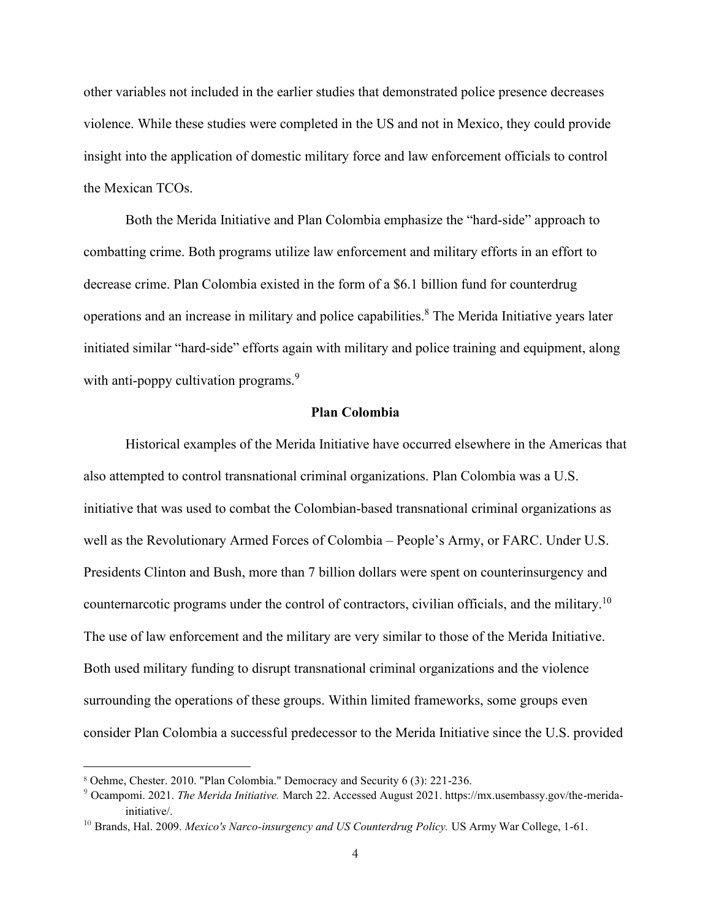other variables not included in the earlier studies that demonstrated police presence decreases violence. While these studies were completed in the US and not in Mexico, they could provide insight into the application of domestic military force and law enforcement officials to control the Mexican TCOs.

Both the Merida Initiative and Plan Colombia emphasize the "hard-side" approach to combatting crime. Both programs utilize law enforcement and military efforts in an effort to decrease crime. Plan Colombia existed in the form of a $6.1 billion fund for counterdrug operations and an increase in military and police capabilities.[8] The Merida Initiative years later initiated similar "hard-side" efforts again with military and police training and equipment, along with anti-poppy cultivation programs.[9]

## Plan Colombia

Historical examples of the Merida Initiative have occurred elsewhere in the Americas that also attempted to control transnational criminal organizations. Plan Colombia was a U.S. initiative that was used to combat the Colombian-based transnational criminal organizations as well as the Revolutionary Armed Forces of Colombia – People's Army, or FARC. Under U.S. Presidents Clinton and Bush, more than 7 billion dollars were spent on counterinsurgency and counternarcotic programs under the control of contractors, civilian officials, and the military.[10] The use of law enforcement and the military are very similar to those of the Merida Initiative. Both used military funding to disrupt transnational criminal organizations and the violence surrounding the operations of these groups. Within limited frameworks, some groups even consider Plan Colombia a successful predecessor to the Merida Initiative since the U.S. provided

---

[8] Oehme, Chester. 2010. "Plan Colombia." Democracy and Security 6 (3): 221-236.

[9] Ocampomi. 2021. *The Merida Initiative.* March 22. Accessed August 2021. https://mx.usembassy.gov/the-merida-initiative/.

[10] Brands, Hal. 2009. *Mexico's Narco-insurgency and US Counterdrug Policy.* US Army War College, 1-61.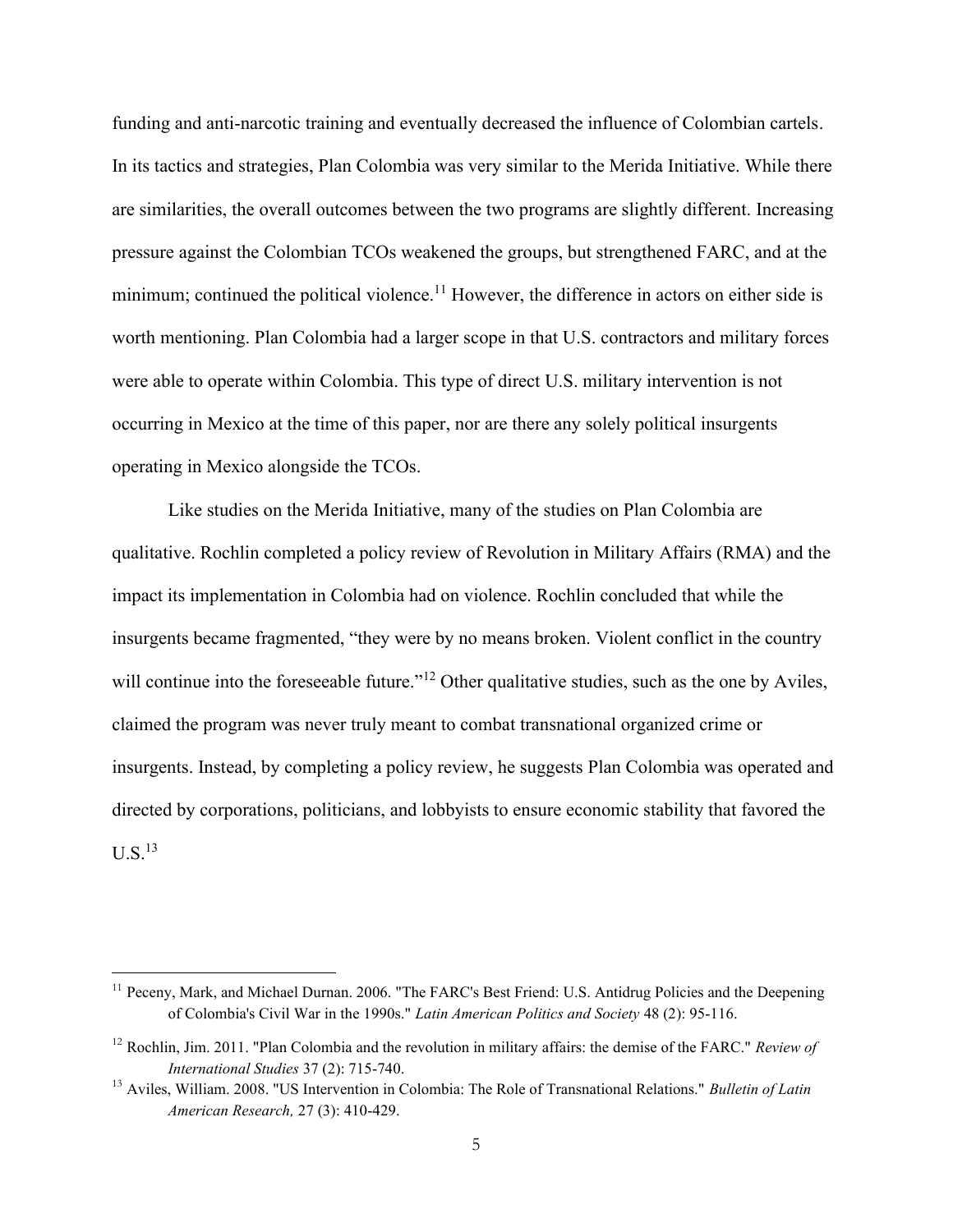funding and anti-narcotic training and eventually decreased the influence of Colombian cartels. In its tactics and strategies, Plan Colombia was very similar to the Merida Initiative. While there are similarities, the overall outcomes between the two programs are slightly different. Increasing pressure against the Colombian TCOs weakened the groups, but strengthened FARC, and at the minimum; continued the political violence.[11] However, the difference in actors on either side is worth mentioning. Plan Colombia had a larger scope in that U.S. contractors and military forces were able to operate within Colombia. This type of direct U.S. military intervention is not occurring in Mexico at the time of this paper, nor are there any solely political insurgents operating in Mexico alongside the TCOs.

Like studies on the Merida Initiative, many of the studies on Plan Colombia are qualitative. Rochlin completed a policy review of Revolution in Military Affairs (RMA) and the impact its implementation in Colombia had on violence. Rochlin concluded that while the insurgents became fragmented, "they were by no means broken. Violent conflict in the country will continue into the foreseeable future."[12] Other qualitative studies, such as the one by Aviles, claimed the program was never truly meant to combat transnational organized crime or insurgents. Instead, by completing a policy review, he suggests Plan Colombia was operated and directed by corporations, politicians, and lobbyists to ensure economic stability that favored the U.S.[13]

---

[11] Peceny, Mark, and Michael Durnan. 2006. "The FARC's Best Friend: U.S. Antidrug Policies and the Deepening of Colombia's Civil War in the 1990s." *Latin American Politics and Society* 48 (2): 95-116.

[12] Rochlin, Jim. 2011. "Plan Colombia and the revolution in military affairs: the demise of the FARC." *Review of International Studies* 37 (2): 715-740.

[13] Aviles, William. 2008. "US Intervention in Colombia: The Role of Transnational Relations." *Bulletin of Latin American Research,* 27 (3): 410-429.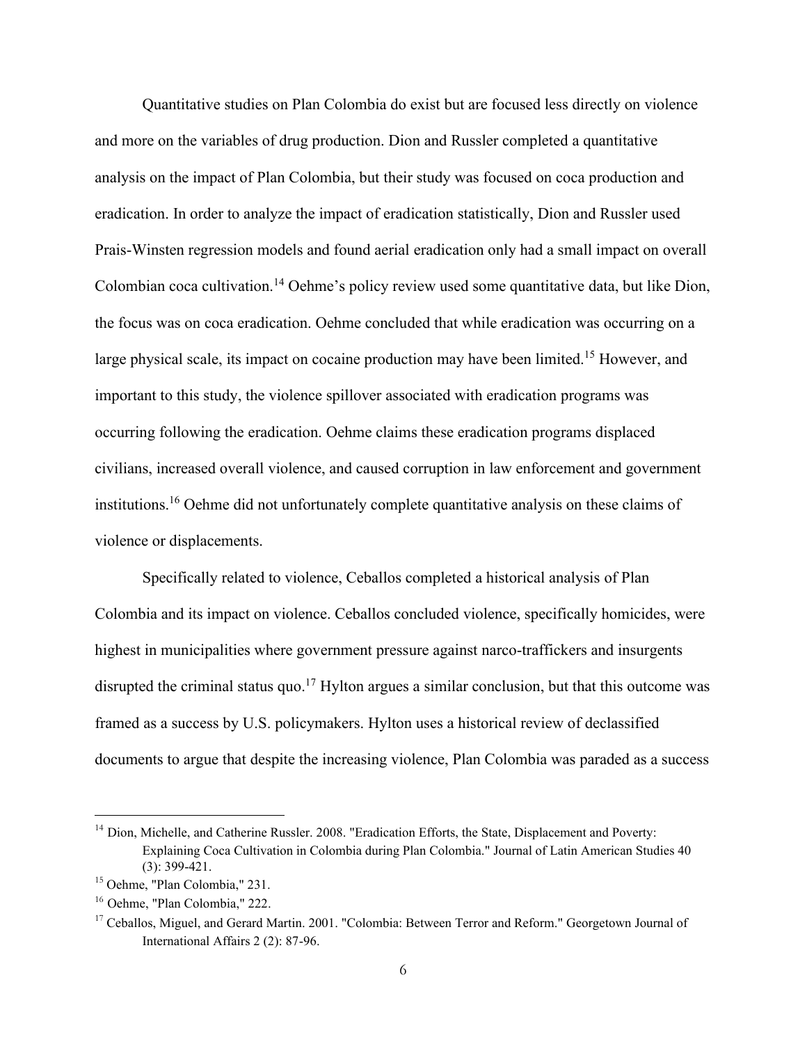Quantitative studies on Plan Colombia do exist but are focused less directly on violence and more on the variables of drug production. Dion and Russler completed a quantitative analysis on the impact of Plan Colombia, but their study was focused on coca production and eradication. In order to analyze the impact of eradication statistically, Dion and Russler used Prais-Winsten regression models and found aerial eradication only had a small impact on overall Colombian coca cultivation.[14] Oehme's policy review used some quantitative data, but like Dion, the focus was on coca eradication. Oehme concluded that while eradication was occurring on a large physical scale, its impact on cocaine production may have been limited.[15] However, and important to this study, the violence spillover associated with eradication programs was occurring following the eradication. Oehme claims these eradication programs displaced civilians, increased overall violence, and caused corruption in law enforcement and government institutions.[16] Oehme did not unfortunately complete quantitative analysis on these claims of violence or displacements.

Specifically related to violence, Ceballos completed a historical analysis of Plan Colombia and its impact on violence. Ceballos concluded violence, specifically homicides, were highest in municipalities where government pressure against narco-traffickers and insurgents disrupted the criminal status quo.[17] Hylton argues a similar conclusion, but that this outcome was framed as a success by U.S. policymakers. Hylton uses a historical review of declassified documents to argue that despite the increasing violence, Plan Colombia was paraded as a success

---

[14] Dion, Michelle, and Catherine Russler. 2008. "Eradication Efforts, the State, Displacement and Poverty: Explaining Coca Cultivation in Colombia during Plan Colombia." Journal of Latin American Studies 40 (3): 399-421.

[15] Oehme, "Plan Colombia," 231.

[16] Oehme, "Plan Colombia," 222.

[17] Ceballos, Miguel, and Gerard Martin. 2001. "Colombia: Between Terror and Reform." Georgetown Journal of International Affairs 2 (2): 87-96.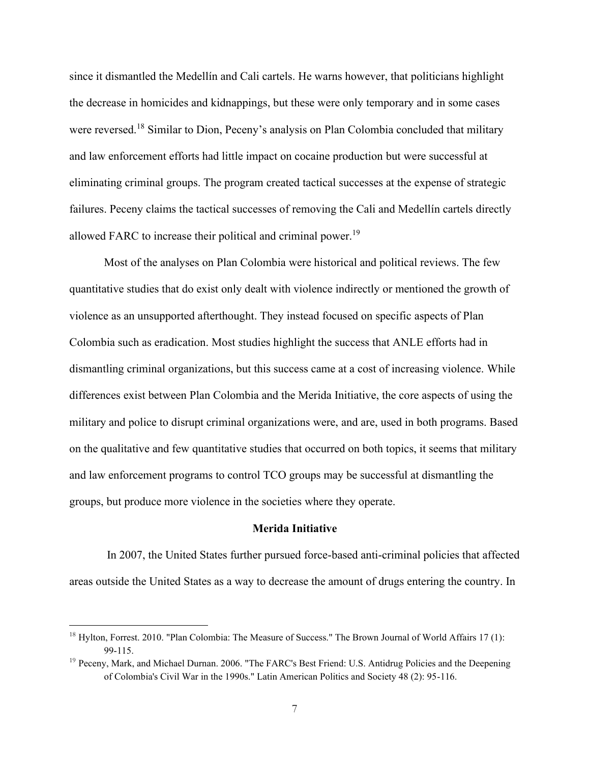since it dismantled the Medellín and Cali cartels. He warns however, that politicians highlight the decrease in homicides and kidnappings, but these were only temporary and in some cases were reversed.[18] Similar to Dion, Peceny's analysis on Plan Colombia concluded that military and law enforcement efforts had little impact on cocaine production but were successful at eliminating criminal groups. The program created tactical successes at the expense of strategic failures. Peceny claims the tactical successes of removing the Cali and Medellín cartels directly allowed FARC to increase their political and criminal power.[19]

Most of the analyses on Plan Colombia were historical and political reviews. The few quantitative studies that do exist only dealt with violence indirectly or mentioned the growth of violence as an unsupported afterthought. They instead focused on specific aspects of Plan Colombia such as eradication. Most studies highlight the success that ANLE efforts had in dismantling criminal organizations, but this success came at a cost of increasing violence. While differences exist between Plan Colombia and the Merida Initiative, the core aspects of using the military and police to disrupt criminal organizations were, and are, used in both programs. Based on the qualitative and few quantitative studies that occurred on both topics, it seems that military and law enforcement programs to control TCO groups may be successful at dismantling the groups, but produce more violence in the societies where they operate.

### Merida Initiative

In 2007, the United States further pursued force-based anti-criminal policies that affected areas outside the United States as a way to decrease the amount of drugs entering the country. In

---

[18] Hylton, Forrest. 2010. "Plan Colombia: The Measure of Success." The Brown Journal of World Affairs 17 (1): 99-115.

[19] Peceny, Mark, and Michael Durnan. 2006. "The FARC's Best Friend: U.S. Antidrug Policies and the Deepening of Colombia's Civil War in the 1990s." Latin American Politics and Society 48 (2): 95-116.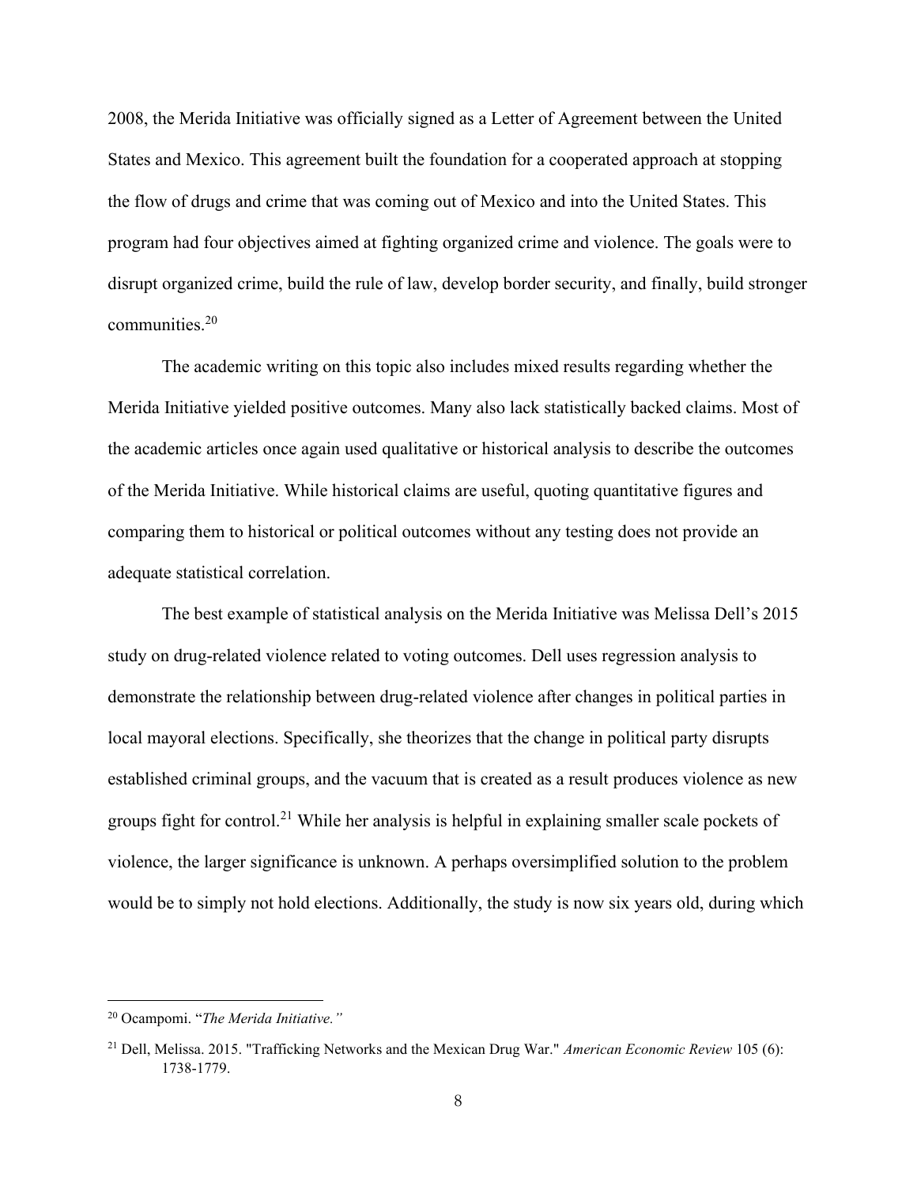2008, the Merida Initiative was officially signed as a Letter of Agreement between the United States and Mexico. This agreement built the foundation for a cooperated approach at stopping the flow of drugs and crime that was coming out of Mexico and into the United States. This program had four objectives aimed at fighting organized crime and violence. The goals were to disrupt organized crime, build the rule of law, develop border security, and finally, build stronger communities.[20]

The academic writing on this topic also includes mixed results regarding whether the Merida Initiative yielded positive outcomes. Many also lack statistically backed claims. Most of the academic articles once again used qualitative or historical analysis to describe the outcomes of the Merida Initiative. While historical claims are useful, quoting quantitative figures and comparing them to historical or political outcomes without any testing does not provide an adequate statistical correlation.

The best example of statistical analysis on the Merida Initiative was Melissa Dell's 2015 study on drug-related violence related to voting outcomes. Dell uses regression analysis to demonstrate the relationship between drug-related violence after changes in political parties in local mayoral elections. Specifically, she theorizes that the change in political party disrupts established criminal groups, and the vacuum that is created as a result produces violence as new groups fight for control.[21] While her analysis is helpful in explaining smaller scale pockets of violence, the larger significance is unknown. A perhaps oversimplified solution to the problem would be to simply not hold elections. Additionally, the study is now six years old, during which

---

[20] Ocampomi. "*The Merida Initiative.*"

[21] Dell, Melissa. 2015. "Trafficking Networks and the Mexican Drug War." *American Economic Review* 105 (6): 1738-1779.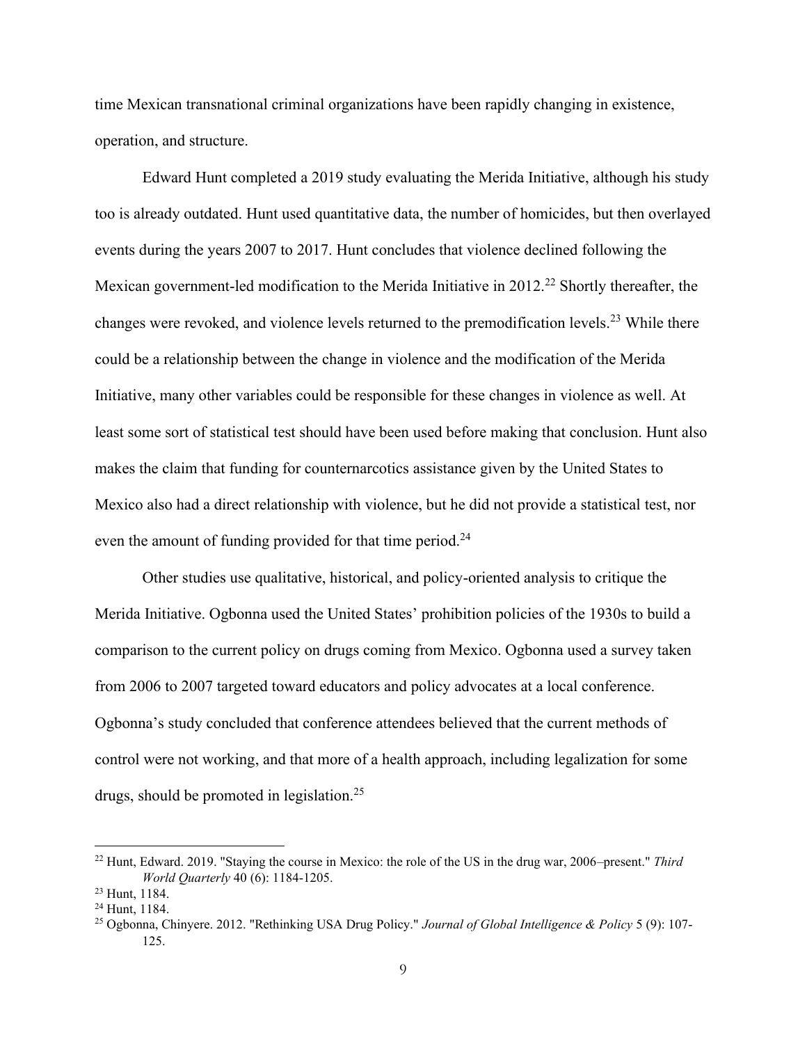time Mexican transnational criminal organizations have been rapidly changing in existence, operation, and structure.

Edward Hunt completed a 2019 study evaluating the Merida Initiative, although his study too is already outdated. Hunt used quantitative data, the number of homicides, but then overlayed events during the years 2007 to 2017. Hunt concludes that violence declined following the Mexican government-led modification to the Merida Initiative in 2012.[22] Shortly thereafter, the changes were revoked, and violence levels returned to the premodification levels.[23] While there could be a relationship between the change in violence and the modification of the Merida Initiative, many other variables could be responsible for these changes in violence as well. At least some sort of statistical test should have been used before making that conclusion. Hunt also makes the claim that funding for counternarcotics assistance given by the United States to Mexico also had a direct relationship with violence, but he did not provide a statistical test, nor even the amount of funding provided for that time period.[24]

Other studies use qualitative, historical, and policy-oriented analysis to critique the Merida Initiative. Ogbonna used the United States' prohibition policies of the 1930s to build a comparison to the current policy on drugs coming from Mexico. Ogbonna used a survey taken from 2006 to 2007 targeted toward educators and policy advocates at a local conference. Ogbonna's study concluded that conference attendees believed that the current methods of control were not working, and that more of a health approach, including legalization for some drugs, should be promoted in legislation.[25]

---

[22] Hunt, Edward. 2019. "Staying the course in Mexico: the role of the US in the drug war, 2006–present." *Third World Quarterly* 40 (6): 1184-1205.

[23] Hunt, 1184.

[24] Hunt, 1184.

[25] Ogbonna, Chinyere. 2012. "Rethinking USA Drug Policy." *Journal of Global Intelligence & Policy* 5 (9): 107-125.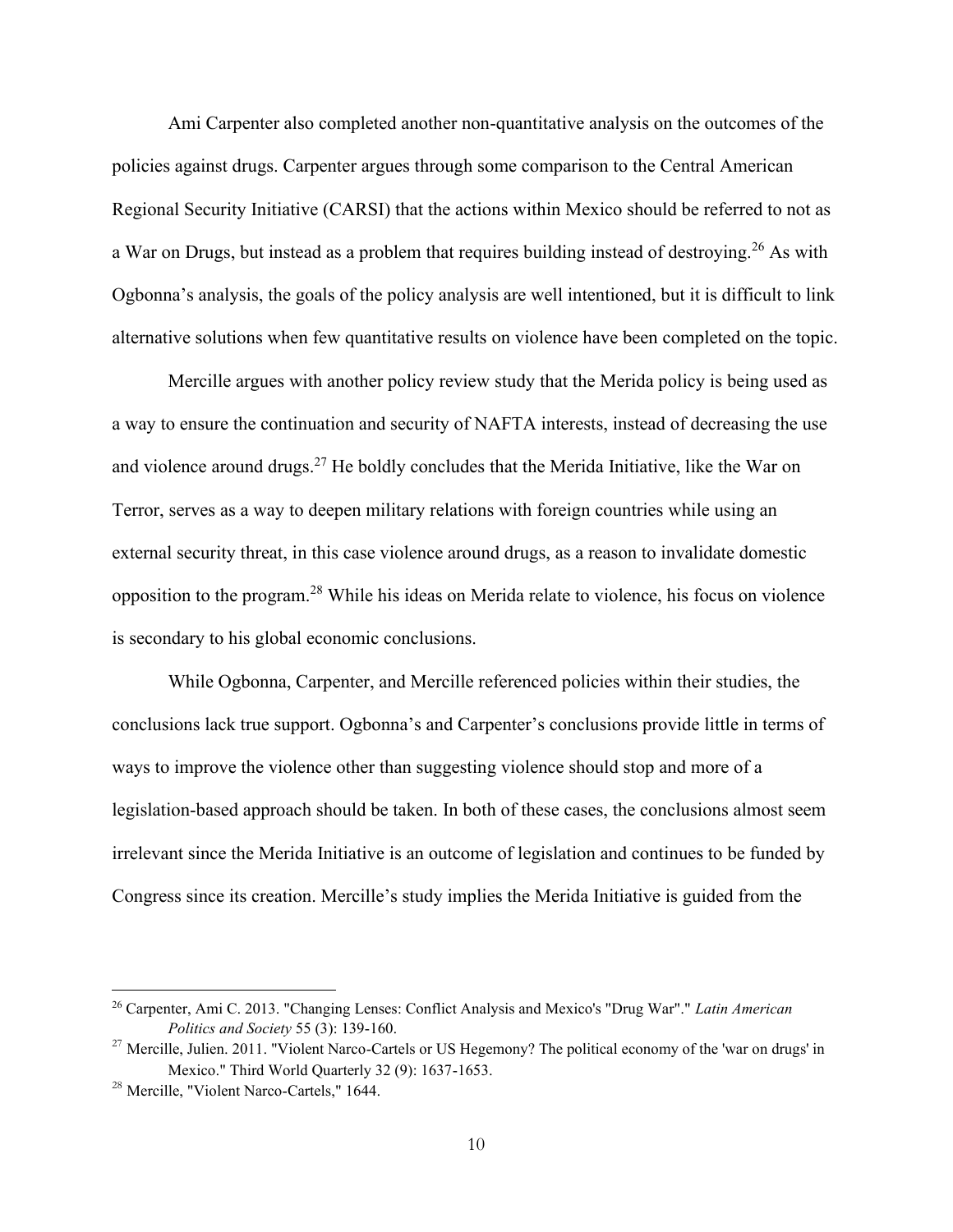Ami Carpenter also completed another non-quantitative analysis on the outcomes of the policies against drugs. Carpenter argues through some comparison to the Central American Regional Security Initiative (CARSI) that the actions within Mexico should be referred to not as a War on Drugs, but instead as a problem that requires building instead of destroying.[26] As with Ogbonna's analysis, the goals of the policy analysis are well intentioned, but it is difficult to link alternative solutions when few quantitative results on violence have been completed on the topic.

Mercille argues with another policy review study that the Merida policy is being used as a way to ensure the continuation and security of NAFTA interests, instead of decreasing the use and violence around drugs.[27] He boldly concludes that the Merida Initiative, like the War on Terror, serves as a way to deepen military relations with foreign countries while using an external security threat, in this case violence around drugs, as a reason to invalidate domestic opposition to the program.[28] While his ideas on Merida relate to violence, his focus on violence is secondary to his global economic conclusions.

While Ogbonna, Carpenter, and Mercille referenced policies within their studies, the conclusions lack true support. Ogbonna's and Carpenter's conclusions provide little in terms of ways to improve the violence other than suggesting violence should stop and more of a legislation-based approach should be taken. In both of these cases, the conclusions almost seem irrelevant since the Merida Initiative is an outcome of legislation and continues to be funded by Congress since its creation. Mercille's study implies the Merida Initiative is guided from the

---

[26] Carpenter, Ami C. 2013. "Changing Lenses: Conflict Analysis and Mexico's "Drug War"." *Latin American Politics and Society* 55 (3): 139-160.

[27] Mercille, Julien. 2011. "Violent Narco-Cartels or US Hegemony? The political economy of the 'war on drugs' in Mexico." Third World Quarterly 32 (9): 1637-1653.

[28] Mercille, "Violent Narco-Cartels," 1644.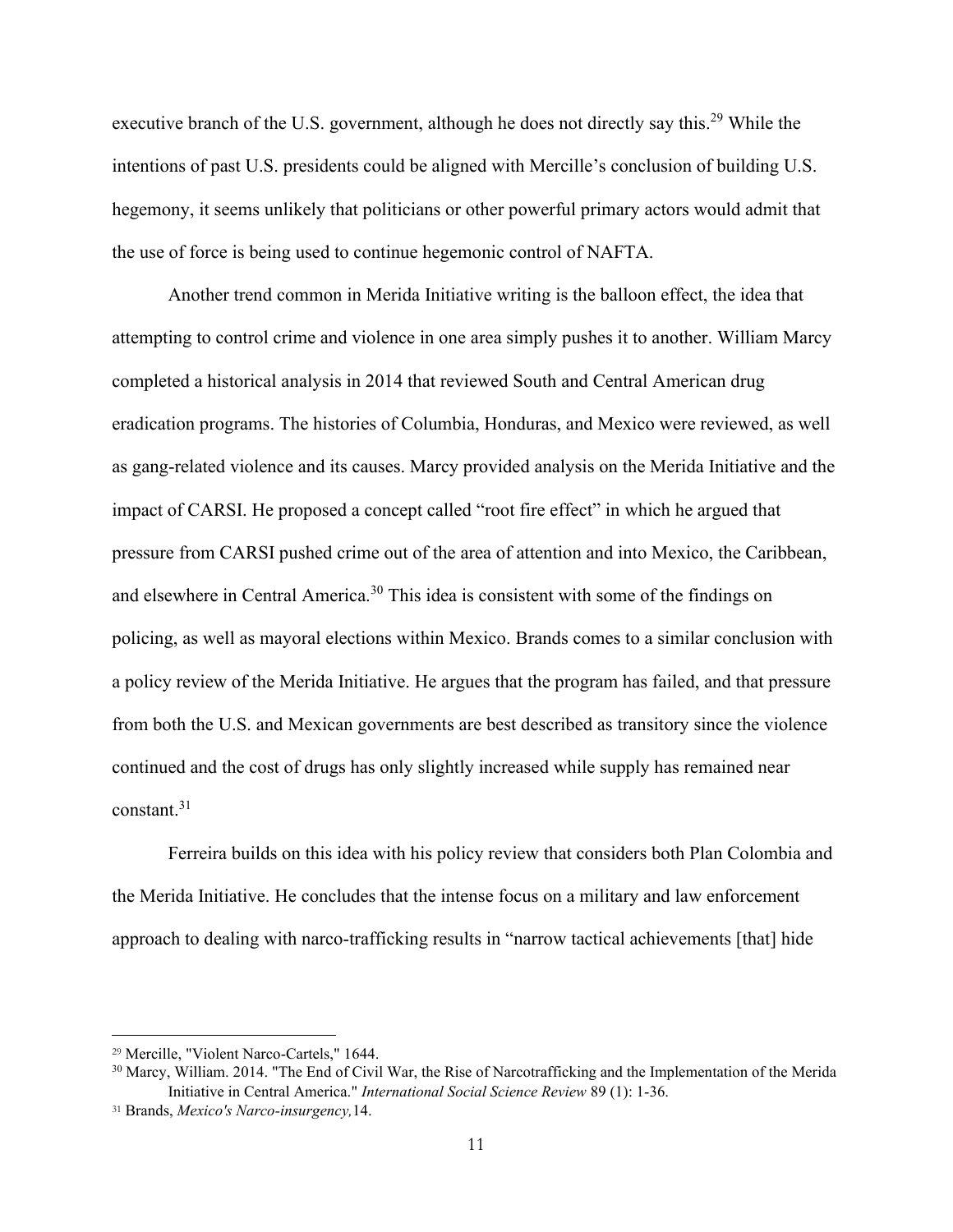executive branch of the U.S. government, although he does not directly say this.[29] While the intentions of past U.S. presidents could be aligned with Mercille's conclusion of building U.S. hegemony, it seems unlikely that politicians or other powerful primary actors would admit that the use of force is being used to continue hegemonic control of NAFTA.

Another trend common in Merida Initiative writing is the balloon effect, the idea that attempting to control crime and violence in one area simply pushes it to another. William Marcy completed a historical analysis in 2014 that reviewed South and Central American drug eradication programs. The histories of Columbia, Honduras, and Mexico were reviewed, as well as gang-related violence and its causes. Marcy provided analysis on the Merida Initiative and the impact of CARSI. He proposed a concept called "root fire effect" in which he argued that pressure from CARSI pushed crime out of the area of attention and into Mexico, the Caribbean, and elsewhere in Central America.[30] This idea is consistent with some of the findings on policing, as well as mayoral elections within Mexico. Brands comes to a similar conclusion with a policy review of the Merida Initiative. He argues that the program has failed, and that pressure from both the U.S. and Mexican governments are best described as transitory since the violence continued and the cost of drugs has only slightly increased while supply has remained near constant.[31]

Ferreira builds on this idea with his policy review that considers both Plan Colombia and the Merida Initiative. He concludes that the intense focus on a military and law enforcement approach to dealing with narco-trafficking results in "narrow tactical achievements [that] hide

---

[29] Mercille, "Violent Narco-Cartels," 1644.

[30] Marcy, William. 2014. "The End of Civil War, the Rise of Narcotrafficking and the Implementation of the Merida Initiative in Central America." *International Social Science Review* 89 (1): 1-36.

[31] Brands, *Mexico's Narco-insurgency,*14.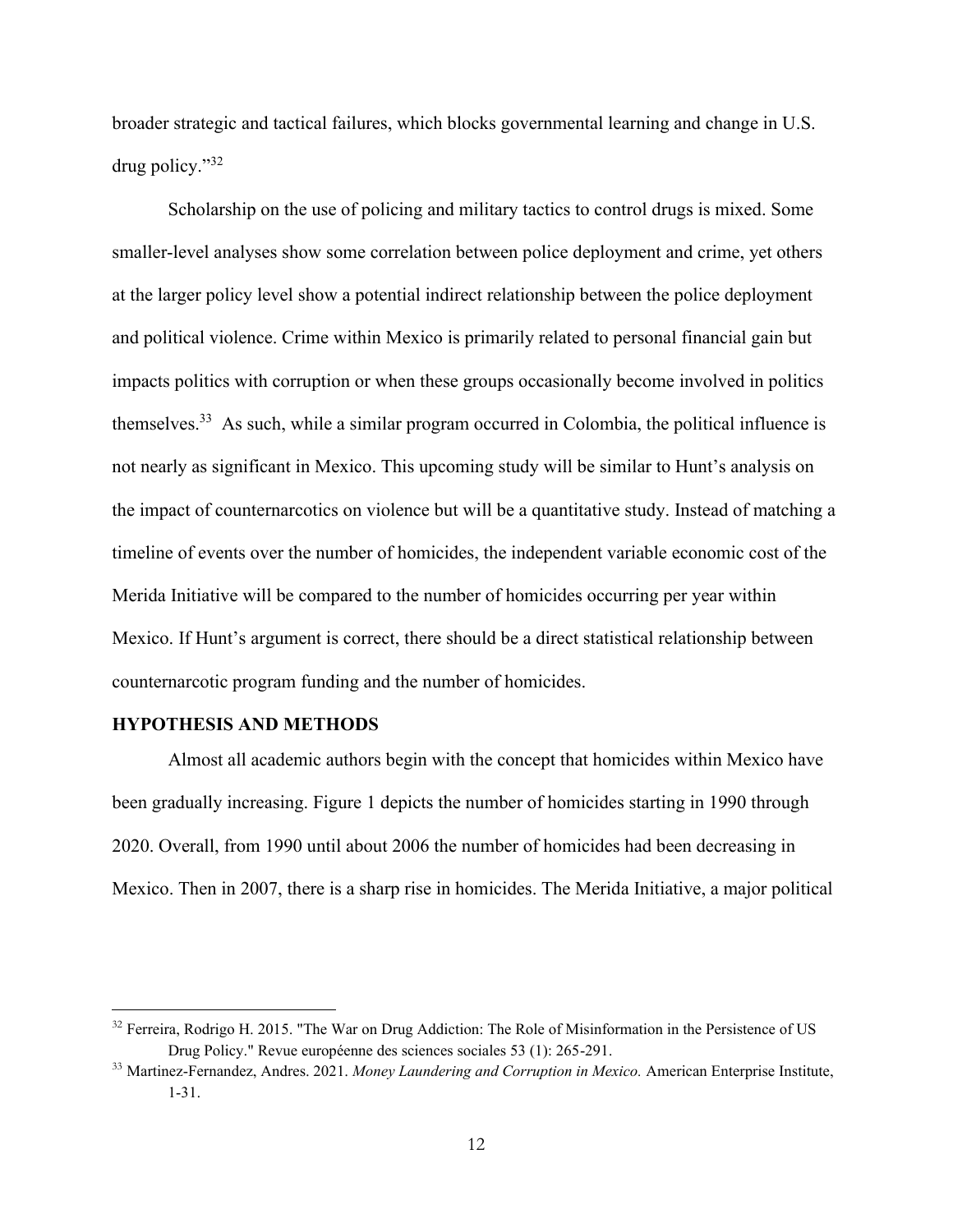broader strategic and tactical failures, which blocks governmental learning and change in U.S. drug policy."[32]

Scholarship on the use of policing and military tactics to control drugs is mixed. Some smaller-level analyses show some correlation between police deployment and crime, yet others at the larger policy level show a potential indirect relationship between the police deployment and political violence. Crime within Mexico is primarily related to personal financial gain but impacts politics with corruption or when these groups occasionally become involved in politics themselves.[33] As such, while a similar program occurred in Colombia, the political influence is not nearly as significant in Mexico. This upcoming study will be similar to Hunt's analysis on the impact of counternarcotics on violence but will be a quantitative study. Instead of matching a timeline of events over the number of homicides, the independent variable economic cost of the Merida Initiative will be compared to the number of homicides occurring per year within Mexico. If Hunt's argument is correct, there should be a direct statistical relationship between counternarcotic program funding and the number of homicides.

## HYPOTHESIS AND METHODS

Almost all academic authors begin with the concept that homicides within Mexico have been gradually increasing. Figure 1 depicts the number of homicides starting in 1990 through 2020. Overall, from 1990 until about 2006 the number of homicides had been decreasing in Mexico. Then in 2007, there is a sharp rise in homicides. The Merida Initiative, a major political

---

[32] Ferreira, Rodrigo H. 2015. "The War on Drug Addiction: The Role of Misinformation in the Persistence of US Drug Policy." Revue européenne des sciences sociales 53 (1): 265-291.

[33] Martinez-Fernandez, Andres. 2021. *Money Laundering and Corruption in Mexico.* American Enterprise Institute, 1-31.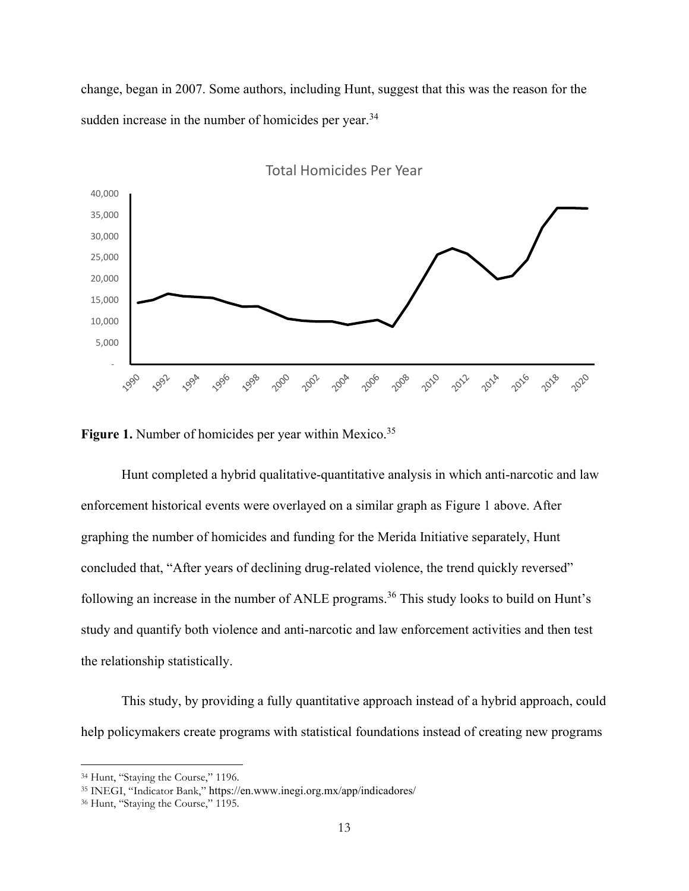change, began in 2007. Some authors, including Hunt, suggest that this was the reason for the sudden increase in the number of homicides per year.[34]

**Figure 1.** Number of homicides per year within Mexico.[35]

Hunt completed a hybrid qualitative-quantitative analysis in which anti-narcotic and law enforcement historical events were overlayed on a similar graph as Figure 1 above. After graphing the number of homicides and funding for the Merida Initiative separately, Hunt concluded that, "After years of declining drug-related violence, the trend quickly reversed" following an increase in the number of ANLE programs.[36] This study looks to build on Hunt's study and quantify both violence and anti-narcotic and law enforcement activities and then test the relationship statistically.

This study, by providing a fully quantitative approach instead of a hybrid approach, could help policymakers create programs with statistical foundations instead of creating new programs

---

[34] Hunt, "Staying the Course," 1196.

[35] INEGI, "Indicator Bank," https://en.www.inegi.org.mx/app/indicadores/

[36] Hunt, "Staying the Course," 1195.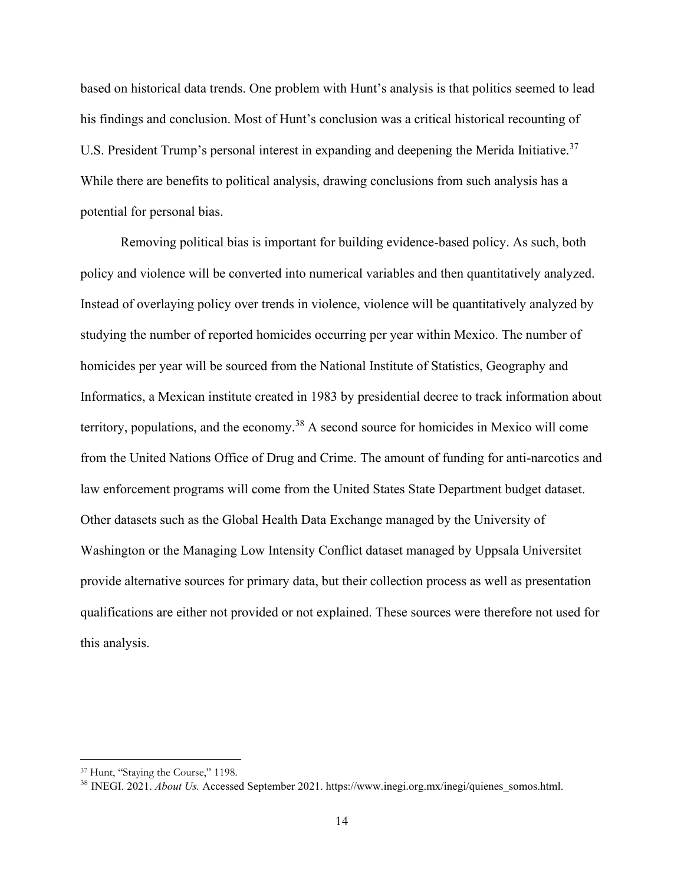based on historical data trends. One problem with Hunt's analysis is that politics seemed to lead his findings and conclusion. Most of Hunt's conclusion was a critical historical recounting of U.S. President Trump's personal interest in expanding and deepening the Merida Initiative.[37] While there are benefits to political analysis, drawing conclusions from such analysis has a potential for personal bias.

Removing political bias is important for building evidence-based policy. As such, both policy and violence will be converted into numerical variables and then quantitatively analyzed. Instead of overlaying policy over trends in violence, violence will be quantitatively analyzed by studying the number of reported homicides occurring per year within Mexico. The number of homicides per year will be sourced from the National Institute of Statistics, Geography and Informatics, a Mexican institute created in 1983 by presidential decree to track information about territory, populations, and the economy.[38] A second source for homicides in Mexico will come from the United Nations Office of Drug and Crime. The amount of funding for anti-narcotics and law enforcement programs will come from the United States State Department budget dataset. Other datasets such as the Global Health Data Exchange managed by the University of Washington or the Managing Low Intensity Conflict dataset managed by Uppsala Universitet provide alternative sources for primary data, but their collection process as well as presentation qualifications are either not provided or not explained. These sources were therefore not used for this analysis.

---

[37] Hunt, "Staying the Course," 1198.

[38] INEGI. 2021. *About Us.* Accessed September 2021. https://www.inegi.org.mx/inegi/quienes_somos.html.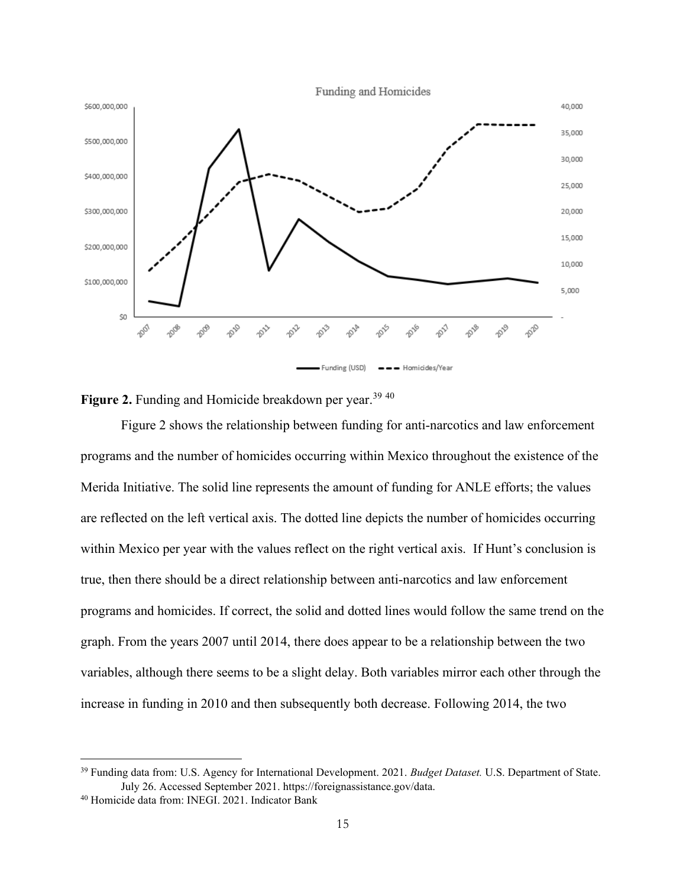**Figure 2.** Funding and Homicide breakdown per year.[39] [40]

Figure 2 shows the relationship between funding for anti-narcotics and law enforcement programs and the number of homicides occurring within Mexico throughout the existence of the Merida Initiative. The solid line represents the amount of funding for ANLE efforts; the values are reflected on the left vertical axis. The dotted line depicts the number of homicides occurring within Mexico per year with the values reflect on the right vertical axis. If Hunt's conclusion is true, then there should be a direct relationship between anti-narcotics and law enforcement programs and homicides. If correct, the solid and dotted lines would follow the same trend on the graph. From the years 2007 until 2014, there does appear to be a relationship between the two variables, although there seems to be a slight delay. Both variables mirror each other through the increase in funding in 2010 and then subsequently both decrease. Following 2014, the two

---

[39] Funding data from: U.S. Agency for International Development. 2021. *Budget Dataset.* U.S. Department of State. July 26. Accessed September 2021. https://foreignassistance.gov/data.

[40] Homicide data from: INEGI. 2021. Indicator Bank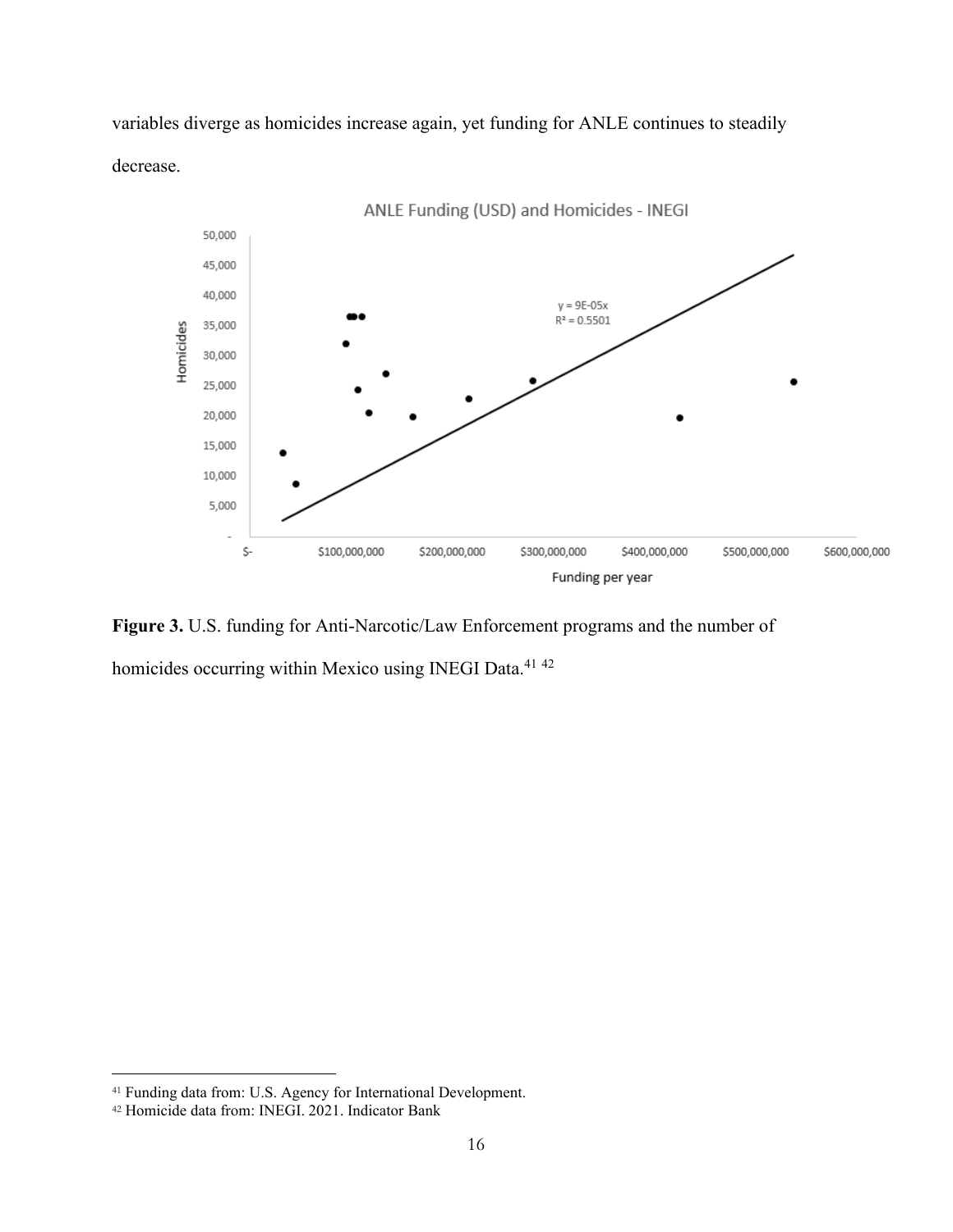variables diverge as homicides increase again, yet funding for ANLE continues to steadily decrease.

**Figure 3.** U.S. funding for Anti-Narcotic/Law Enforcement programs and the number of homicides occurring within Mexico using INEGI Data.[41] [42]

[41] Funding data from: U.S. Agency for International Development.

[42] Homicide data from: INEGI. 2021. Indicator Bank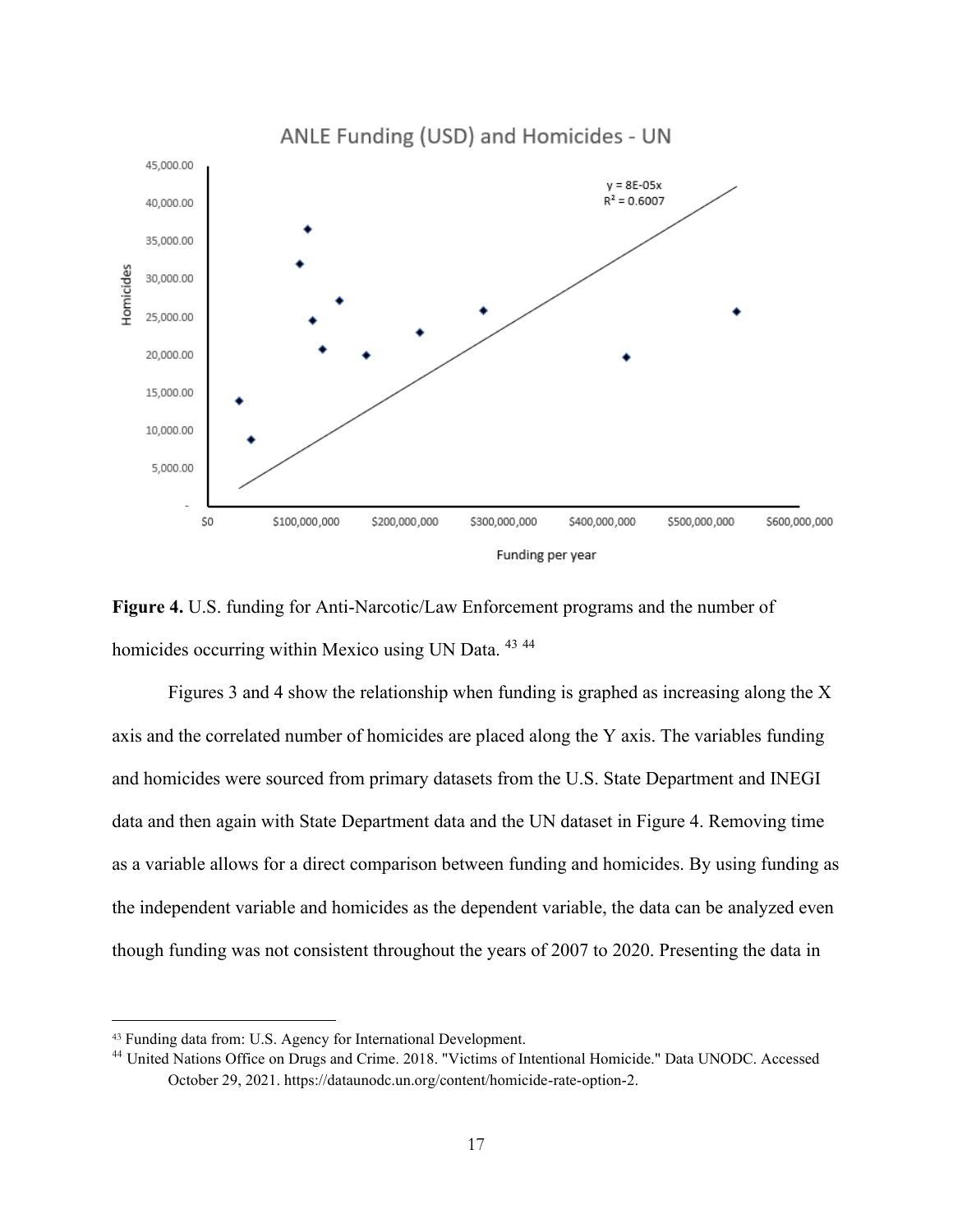**Figure 4.** U.S. funding for Anti-Narcotic/Law Enforcement programs and the number of homicides occurring within Mexico using UN Data. [43] [44]

Figures 3 and 4 show the relationship when funding is graphed as increasing along the X axis and the correlated number of homicides are placed along the Y axis. The variables funding and homicides were sourced from primary datasets from the U.S. State Department and INEGI data and then again with State Department data and the UN dataset in Figure 4. Removing time as a variable allows for a direct comparison between funding and homicides. By using funding as the independent variable and homicides as the dependent variable, the data can be analyzed even though funding was not consistent throughout the years of 2007 to 2020. Presenting the data in

---

[43] Funding data from: U.S. Agency for International Development.

[44] United Nations Office on Drugs and Crime. 2018. "Victims of Intentional Homicide." Data UNODC. Accessed October 29, 2021. https://dataunodc.un.org/content/homicide-rate-option-2.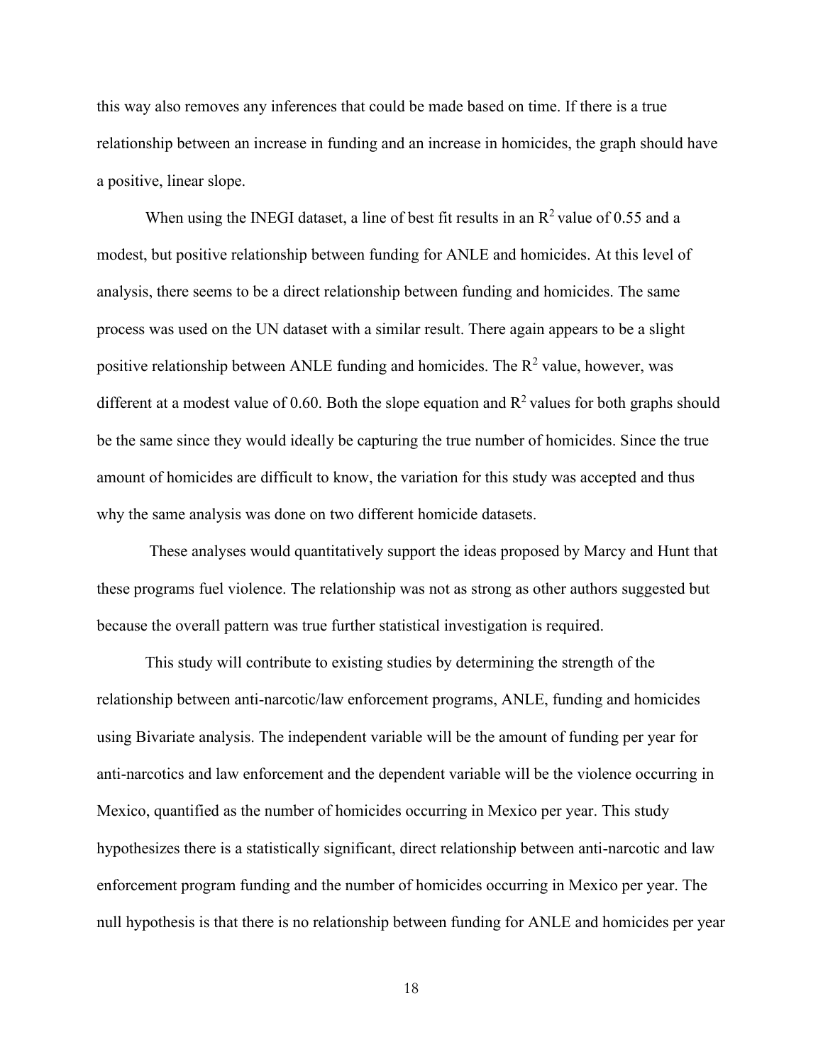this way also removes any inferences that could be made based on time. If there is a true relationship between an increase in funding and an increase in homicides, the graph should have a positive, linear slope.

When using the INEGI dataset, a line of best fit results in an $R^2$ value of 0.55 and a modest, but positive relationship between funding for ANLE and homicides. At this level of analysis, there seems to be a direct relationship between funding and homicides. The same process was used on the UN dataset with a similar result. There again appears to be a slight positive relationship between ANLE funding and homicides. The $R^2$ value, however, was different at a modest value of 0.60. Both the slope equation and $R^2$ values for both graphs should be the same since they would ideally be capturing the true number of homicides. Since the true amount of homicides are difficult to know, the variation for this study was accepted and thus why the same analysis was done on two different homicide datasets.

These analyses would quantitatively support the ideas proposed by Marcy and Hunt that these programs fuel violence. The relationship was not as strong as other authors suggested but because the overall pattern was true further statistical investigation is required.

This study will contribute to existing studies by determining the strength of the relationship between anti-narcotic/law enforcement programs, ANLE, funding and homicides using Bivariate analysis. The independent variable will be the amount of funding per year for anti-narcotics and law enforcement and the dependent variable will be the violence occurring in Mexico, quantified as the number of homicides occurring in Mexico per year. This study hypothesizes there is a statistically significant, direct relationship between anti-narcotic and law enforcement program funding and the number of homicides occurring in Mexico per year. The null hypothesis is that there is no relationship between funding for ANLE and homicides per year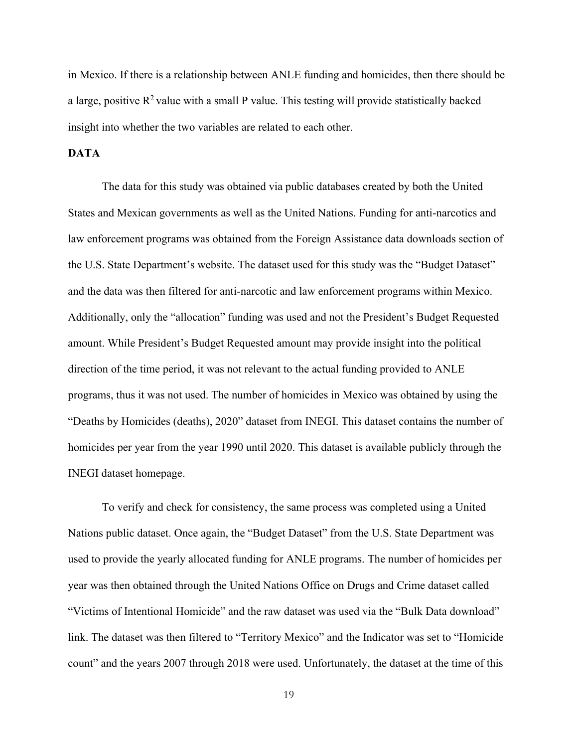in Mexico. If there is a relationship between ANLE funding and homicides, then there should be a large, positive $R^2$ value with a small P value. This testing will provide statistically backed insight into whether the two variables are related to each other.

## DATA

The data for this study was obtained via public databases created by both the United States and Mexican governments as well as the United Nations. Funding for anti-narcotics and law enforcement programs was obtained from the Foreign Assistance data downloads section of the U.S. State Department's website. The dataset used for this study was the "Budget Dataset" and the data was then filtered for anti-narcotic and law enforcement programs within Mexico. Additionally, only the "allocation" funding was used and not the President's Budget Requested amount. While President's Budget Requested amount may provide insight into the political direction of the time period, it was not relevant to the actual funding provided to ANLE programs, thus it was not used. The number of homicides in Mexico was obtained by using the "Deaths by Homicides (deaths), 2020" dataset from INEGI. This dataset contains the number of homicides per year from the year 1990 until 2020. This dataset is available publicly through the INEGI dataset homepage.

To verify and check for consistency, the same process was completed using a United Nations public dataset. Once again, the "Budget Dataset" from the U.S. State Department was used to provide the yearly allocated funding for ANLE programs. The number of homicides per year was then obtained through the United Nations Office on Drugs and Crime dataset called "Victims of Intentional Homicide" and the raw dataset was used via the "Bulk Data download" link. The dataset was then filtered to "Territory Mexico" and the Indicator was set to "Homicide count" and the years 2007 through 2018 were used. Unfortunately, the dataset at the time of this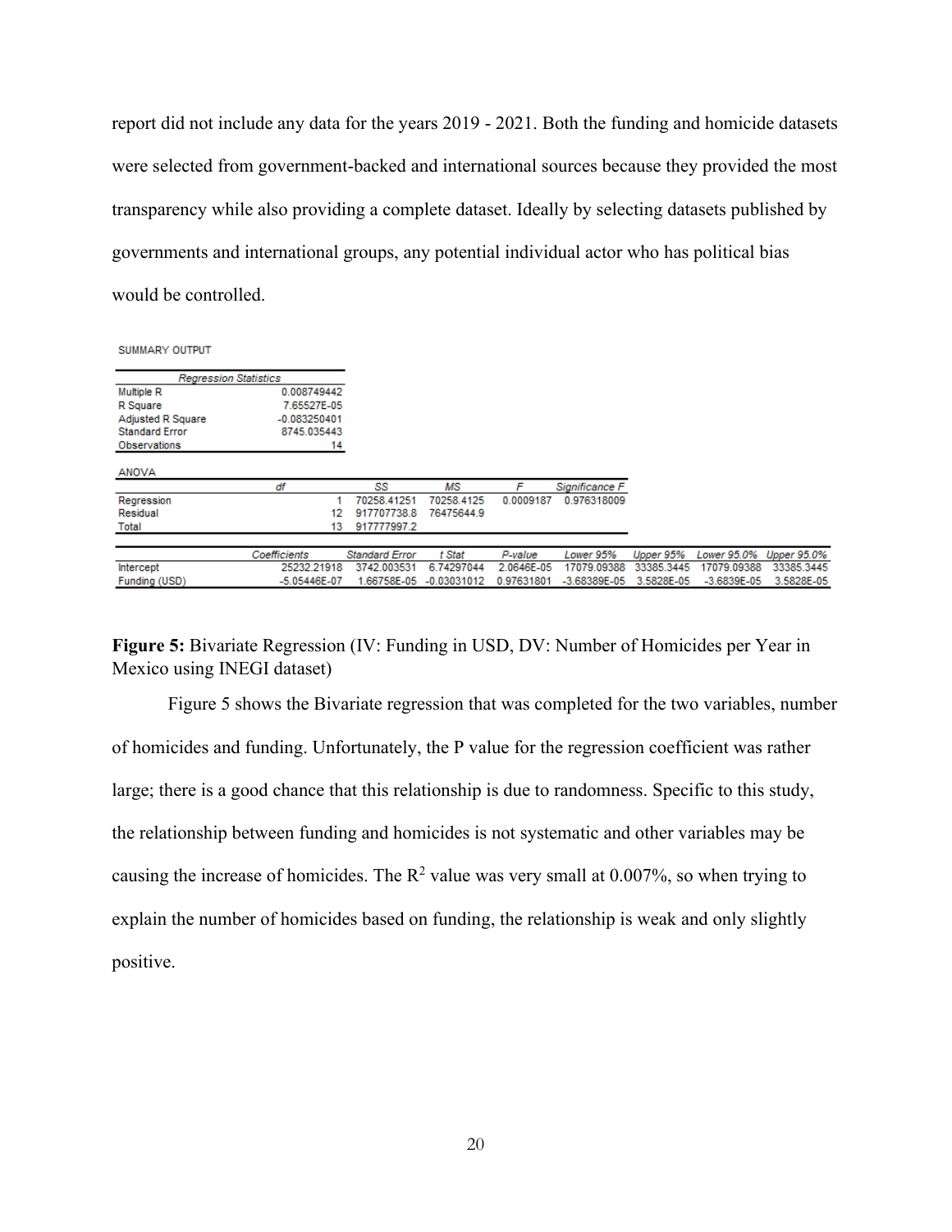report did not include any data for the years 2019 - 2021. Both the funding and homicide datasets were selected from government-backed and international sources because they provided the most transparency while also providing a complete dataset. Ideally by selecting datasets published by governments and international groups, any potential individual actor who has political bias would be controlled.

SUMMARY OUTPUT

| *Regression Statistics* | |
|---|---|
| Multiple R | 0.008749442 |
| R Square | 7.65527E-05 |
| Adjusted R Square | -0.083250401 |
| Standard Error | 8745.035443 |
| Observations | 14 |

ANOVA

| | *df* | *SS* | *MS* | *F* | *Significance F* |
|---|---|---|---|---|---|
| Regression | 1 | 70258.41251 | 70258.4125 | 0.0009187 | 0.976318009 |
| Residual | 12 | 917707738.8 | 76475644.9 | | |
| Total | 13 | 917777997.2 | | | |

| | *Coefficients* | *Standard Error* | *t Stat* | *P-value* | *Lower 95%* | *Upper 95%* | *Lower 95.0%* | *Upper 95.0%* |
|---|---|---|---|---|---|---|---|---|
| Intercept | 25232.21918 | 3742.003531 | 6.74297044 | 2.0646E-05 | 17079.09388 | 33385.3445 | 17079.09388 | 33385.3445 |
| Funding (USD) | -5.05446E-07 | 1.66758E-05 | -0.03031012 | 0.97631801 | -3.68389E-05 | 3.5828E-05 | -3.6839E-05 | 3.5828E-05 |

**Figure 5:** Bivariate Regression (IV: Funding in USD, DV: Number of Homicides per Year in Mexico using INEGI dataset)

Figure 5 shows the Bivariate regression that was completed for the two variables, number of homicides and funding. Unfortunately, the P value for the regression coefficient was rather large; there is a good chance that this relationship is due to randomness. Specific to this study, the relationship between funding and homicides is not systematic and other variables may be causing the increase of homicides. The $R^2$ value was very small at 0.007%, so when trying to explain the number of homicides based on funding, the relationship is weak and only slightly positive.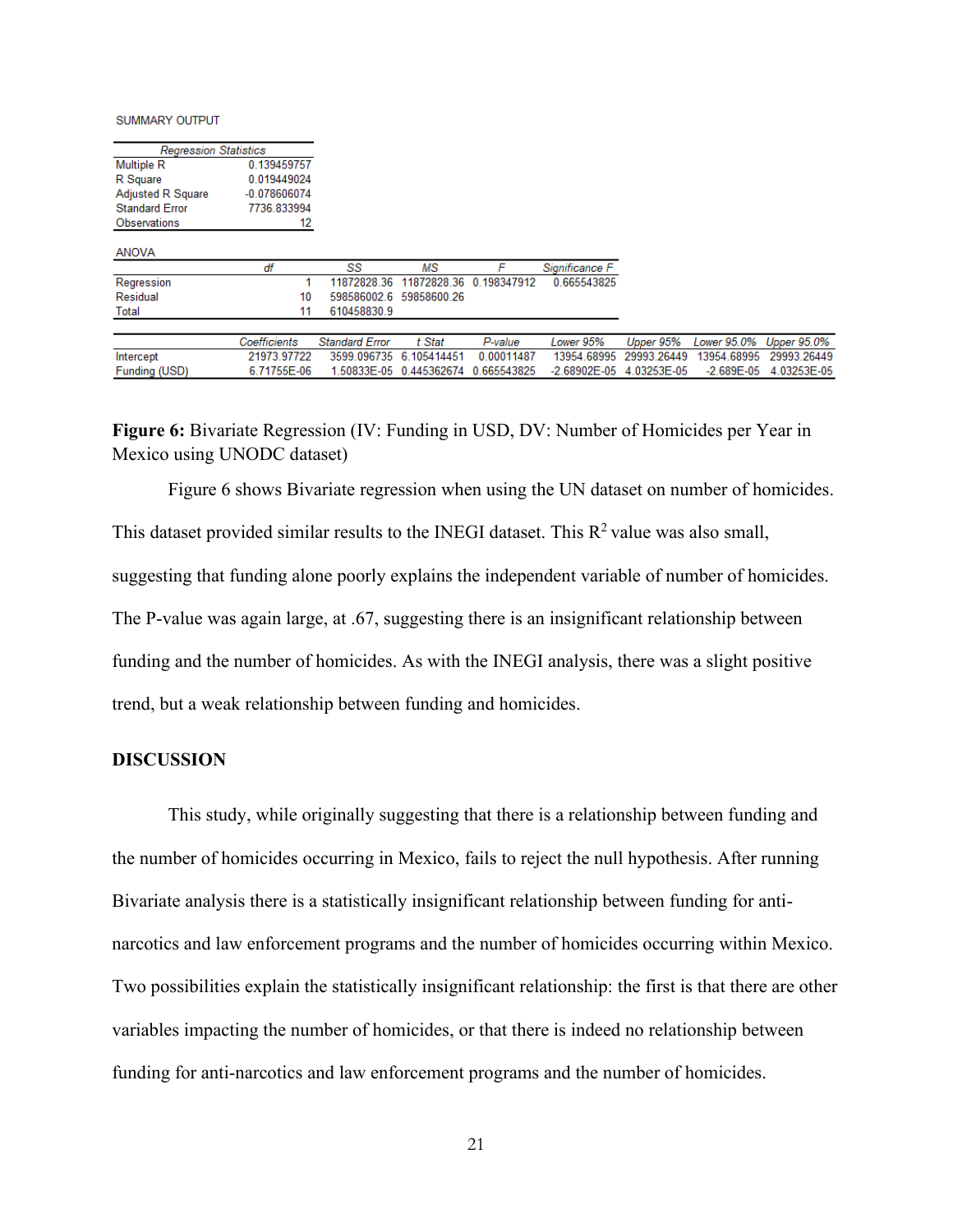SUMMARY OUTPUT

| *Regression Statistics* | |
|---|---|
| Multiple R | 0.139459757 |
| R Square | 0.019449024 |
| Adjusted R Square | -0.078606074 |
| Standard Error | 7736.833994 |
| Observations | 12 |

ANOVA

| | *df* | *SS* | *MS* | *F* | *Significance F* |
|---|---|---|---|---|---|
| Regression | 1 | 11872828.36 | 11872828.36 | 0.198347912 | 0.665543825 |
| Residual | 10 | 598586002.6 | 59858600.26 | | |
| Total | 11 | 610458830.9 | | | |

| | *Coefficients* | *Standard Error* | *t Stat* | *P-value* | *Lower 95%* | *Upper 95%* | *Lower 95.0%* | *Upper 95.0%* |
|---|---|---|---|---|---|---|---|---|
| Intercept | 21973.97722 | 3599.096735 | 6.105414451 | 0.00011487 | 13954.68995 | 29993.26449 | 13954.68995 | 29993.26449 |
| Funding (USD) | 6.71755E-06 | 1.50833E-05 | 0.445362674 | 0.665543825 | -2.68902E-05 | 4.03253E-05 | -2.689E-05 | 4.03253E-05 |

**Figure 6:** Bivariate Regression (IV: Funding in USD, DV: Number of Homicides per Year in Mexico using UNODC dataset)

Figure 6 shows Bivariate regression when using the UN dataset on number of homicides. This dataset provided similar results to the INEGI dataset. This $R^2$ value was also small, suggesting that funding alone poorly explains the independent variable of number of homicides. The P-value was again large, at .67, suggesting there is an insignificant relationship between funding and the number of homicides. As with the INEGI analysis, there was a slight positive trend, but a weak relationship between funding and homicides.

## DISCUSSION

This study, while originally suggesting that there is a relationship between funding and the number of homicides occurring in Mexico, fails to reject the null hypothesis. After running Bivariate analysis there is a statistically insignificant relationship between funding for anti-narcotics and law enforcement programs and the number of homicides occurring within Mexico. Two possibilities explain the statistically insignificant relationship: the first is that there are other variables impacting the number of homicides, or that there is indeed no relationship between funding for anti-narcotics and law enforcement programs and the number of homicides.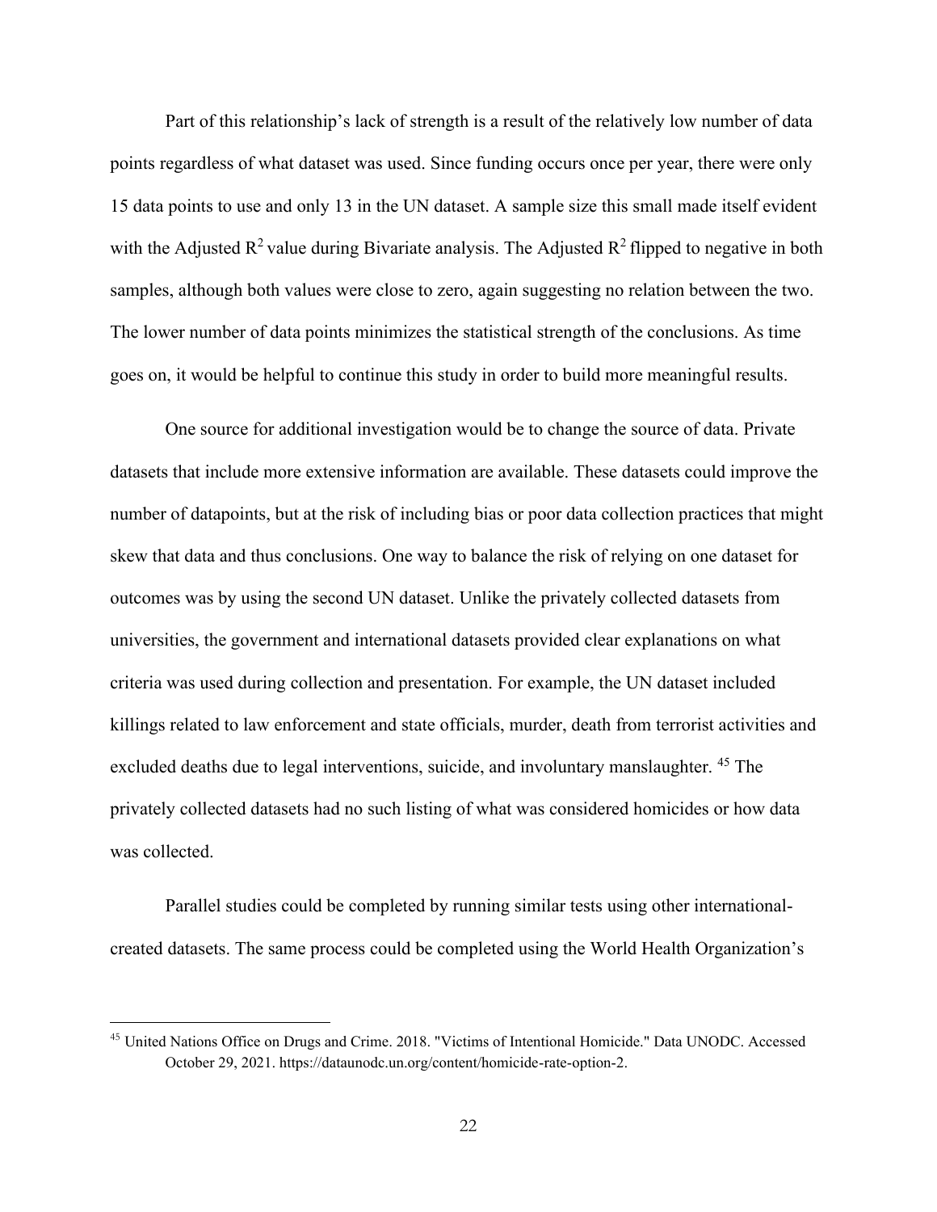Part of this relationship's lack of strength is a result of the relatively low number of data points regardless of what dataset was used. Since funding occurs once per year, there were only 15 data points to use and only 13 in the UN dataset. A sample size this small made itself evident with the Adjusted $R^2$ value during Bivariate analysis. The Adjusted $R^2$ flipped to negative in both samples, although both values were close to zero, again suggesting no relation between the two. The lower number of data points minimizes the statistical strength of the conclusions. As time goes on, it would be helpful to continue this study in order to build more meaningful results.

One source for additional investigation would be to change the source of data. Private datasets that include more extensive information are available. These datasets could improve the number of datapoints, but at the risk of including bias or poor data collection practices that might skew that data and thus conclusions. One way to balance the risk of relying on one dataset for outcomes was by using the second UN dataset. Unlike the privately collected datasets from universities, the government and international datasets provided clear explanations on what criteria was used during collection and presentation. For example, the UN dataset included killings related to law enforcement and state officials, murder, death from terrorist activities and excluded deaths due to legal interventions, suicide, and involuntary manslaughter. [45] The privately collected datasets had no such listing of what was considered homicides or how data was collected.

Parallel studies could be completed by running similar tests using other international-created datasets. The same process could be completed using the World Health Organization's

---

[45] United Nations Office on Drugs and Crime. 2018. "Victims of Intentional Homicide." Data UNODC. Accessed October 29, 2021. https://dataunodc.un.org/content/homicide-rate-option-2.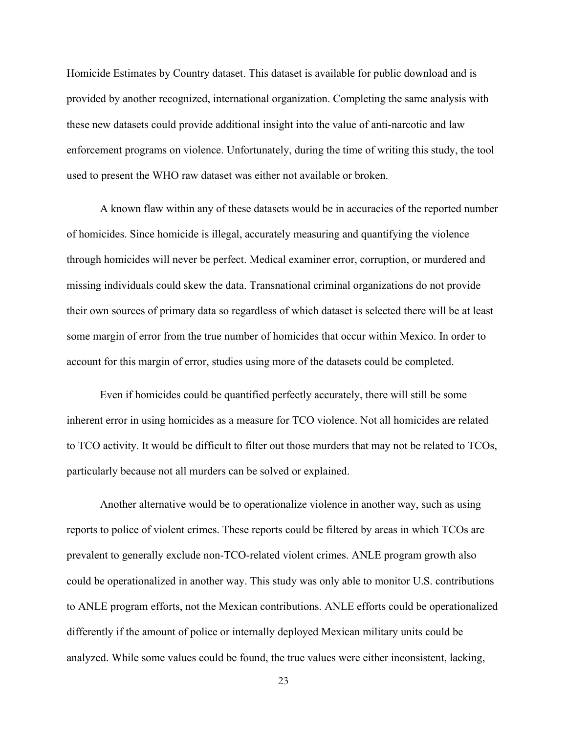Homicide Estimates by Country dataset. This dataset is available for public download and is provided by another recognized, international organization. Completing the same analysis with these new datasets could provide additional insight into the value of anti-narcotic and law enforcement programs on violence. Unfortunately, during the time of writing this study, the tool used to present the WHO raw dataset was either not available or broken.

A known flaw within any of these datasets would be in accuracies of the reported number of homicides. Since homicide is illegal, accurately measuring and quantifying the violence through homicides will never be perfect. Medical examiner error, corruption, or murdered and missing individuals could skew the data. Transnational criminal organizations do not provide their own sources of primary data so regardless of which dataset is selected there will be at least some margin of error from the true number of homicides that occur within Mexico. In order to account for this margin of error, studies using more of the datasets could be completed.

Even if homicides could be quantified perfectly accurately, there will still be some inherent error in using homicides as a measure for TCO violence. Not all homicides are related to TCO activity. It would be difficult to filter out those murders that may not be related to TCOs, particularly because not all murders can be solved or explained.

Another alternative would be to operationalize violence in another way, such as using reports to police of violent crimes. These reports could be filtered by areas in which TCOs are prevalent to generally exclude non-TCO-related violent crimes. ANLE program growth also could be operationalized in another way. This study was only able to monitor U.S. contributions to ANLE program efforts, not the Mexican contributions. ANLE efforts could be operationalized differently if the amount of police or internally deployed Mexican military units could be analyzed. While some values could be found, the true values were either inconsistent, lacking,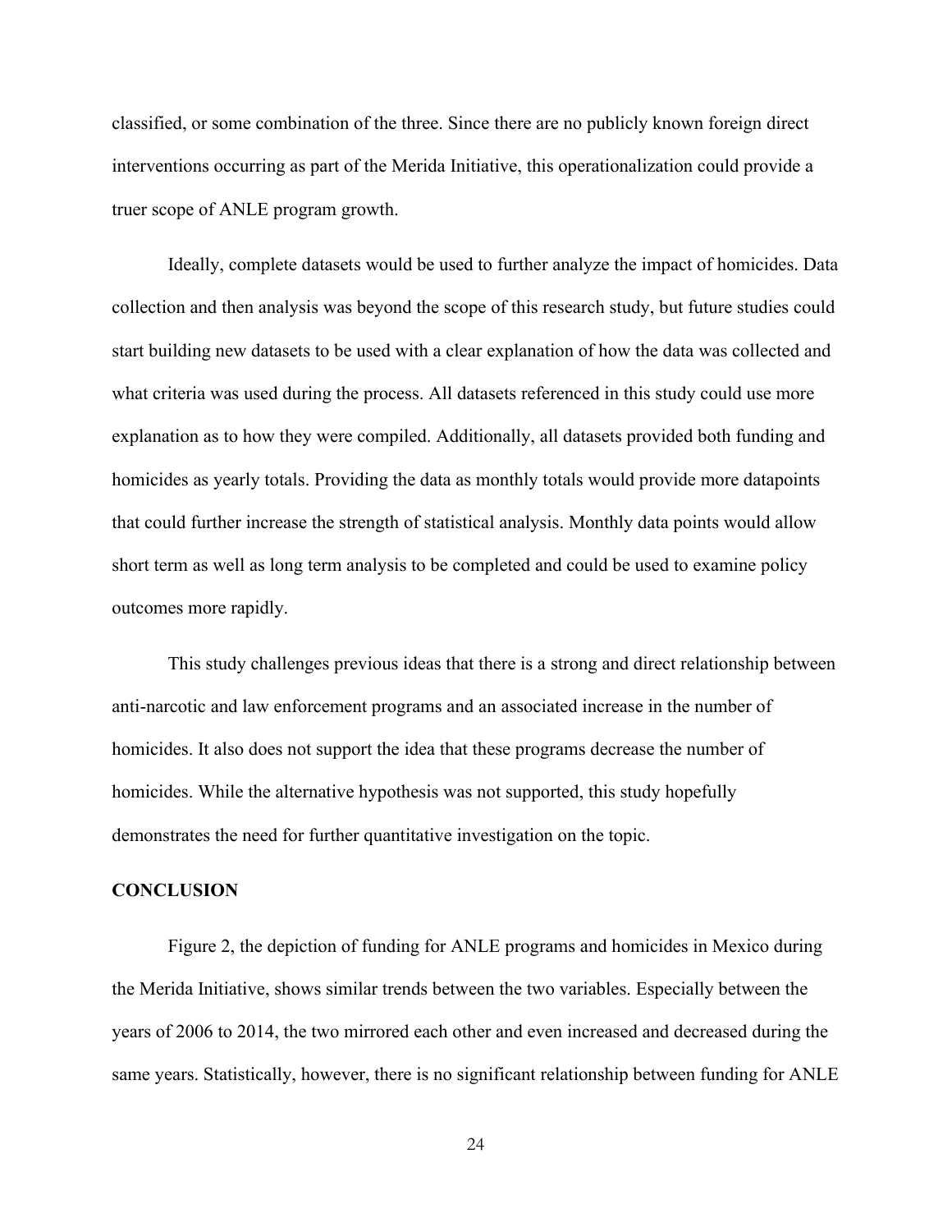classified, or some combination of the three. Since there are no publicly known foreign direct interventions occurring as part of the Merida Initiative, this operationalization could provide a truer scope of ANLE program growth.

Ideally, complete datasets would be used to further analyze the impact of homicides. Data collection and then analysis was beyond the scope of this research study, but future studies could start building new datasets to be used with a clear explanation of how the data was collected and what criteria was used during the process. All datasets referenced in this study could use more explanation as to how they were compiled. Additionally, all datasets provided both funding and homicides as yearly totals. Providing the data as monthly totals would provide more datapoints that could further increase the strength of statistical analysis. Monthly data points would allow short term as well as long term analysis to be completed and could be used to examine policy outcomes more rapidly.

This study challenges previous ideas that there is a strong and direct relationship between anti-narcotic and law enforcement programs and an associated increase in the number of homicides. It also does not support the idea that these programs decrease the number of homicides. While the alternative hypothesis was not supported, this study hopefully demonstrates the need for further quantitative investigation on the topic.

## CONCLUSION

Figure 2, the depiction of funding for ANLE programs and homicides in Mexico during the Merida Initiative, shows similar trends between the two variables. Especially between the years of 2006 to 2014, the two mirrored each other and even increased and decreased during the same years. Statistically, however, there is no significant relationship between funding for ANLE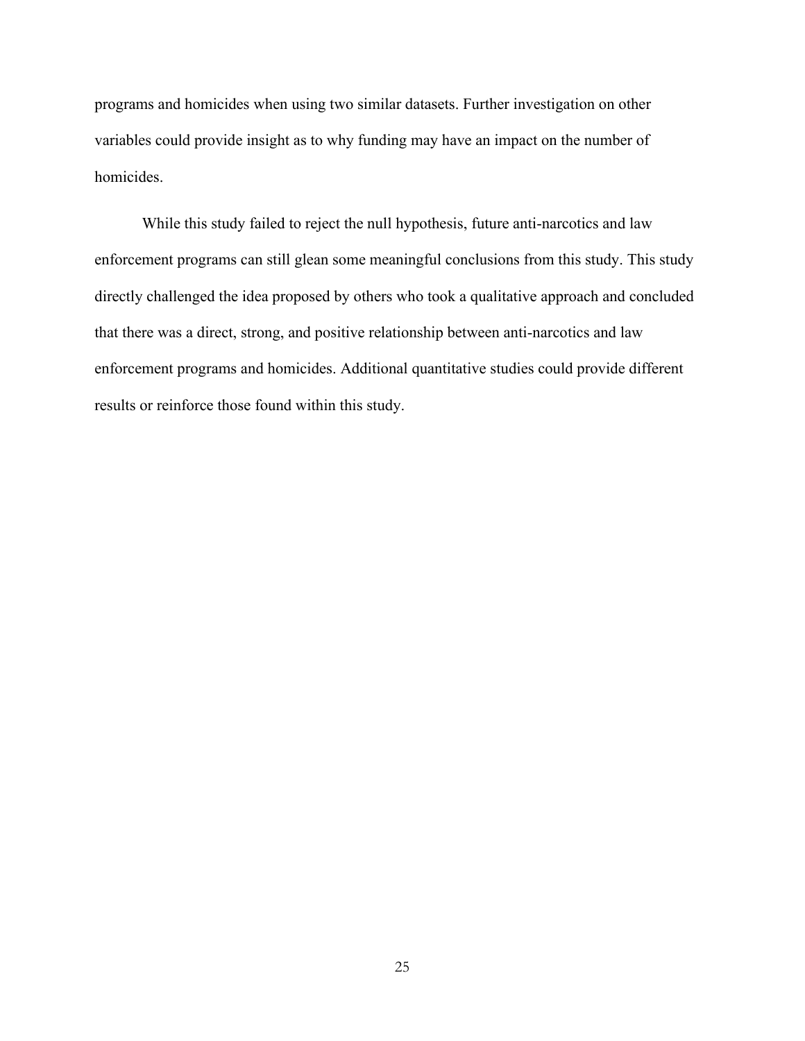programs and homicides when using two similar datasets. Further investigation on other variables could provide insight as to why funding may have an impact on the number of homicides.

While this study failed to reject the null hypothesis, future anti-narcotics and law enforcement programs can still glean some meaningful conclusions from this study. This study directly challenged the idea proposed by others who took a qualitative approach and concluded that there was a direct, strong, and positive relationship between anti-narcotics and law enforcement programs and homicides. Additional quantitative studies could provide different results or reinforce those found within this study.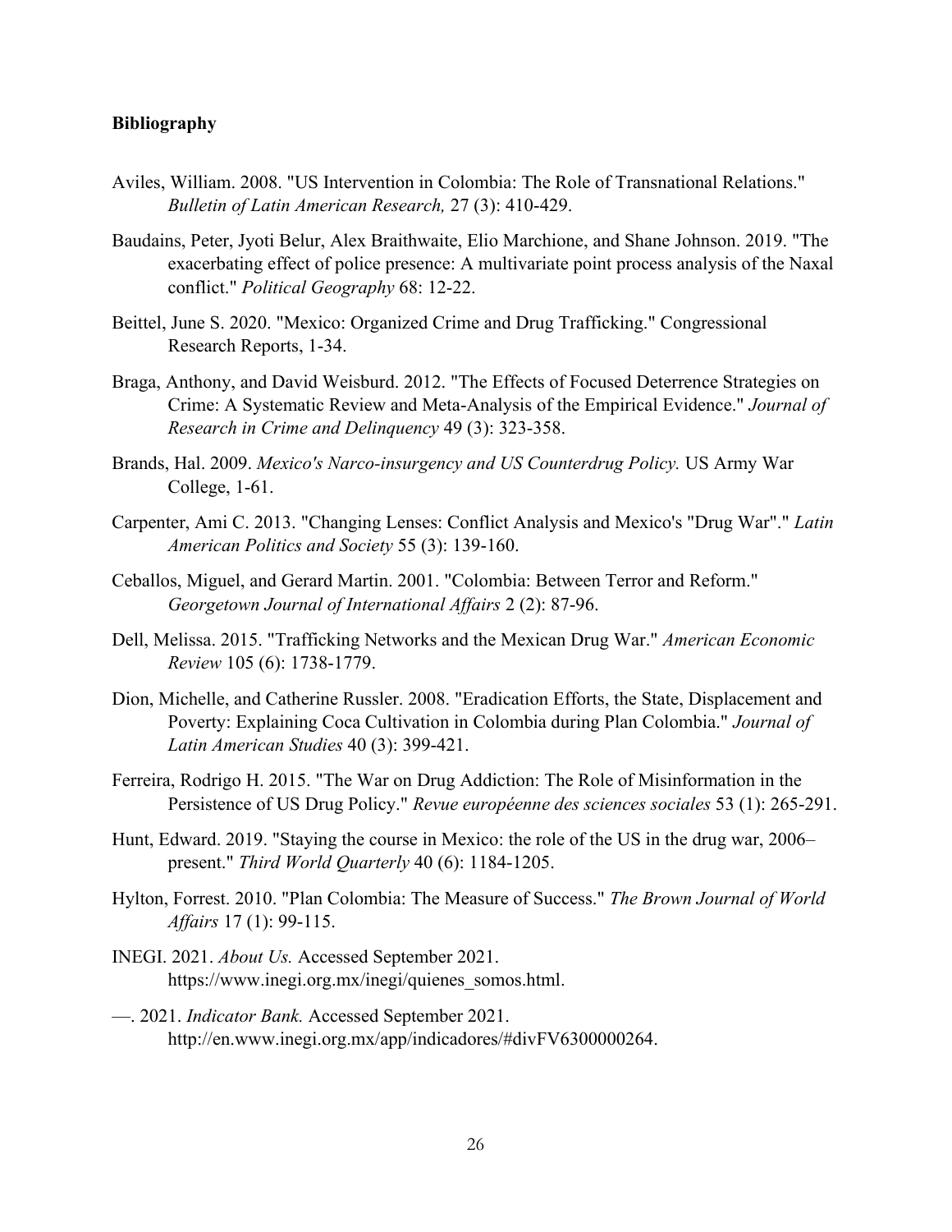**Bibliography**

Aviles, William. 2008. "US Intervention in Colombia: The Role of Transnational Relations." *Bulletin of Latin American Research,* 27 (3): 410-429.

Baudains, Peter, Jyoti Belur, Alex Braithwaite, Elio Marchione, and Shane Johnson. 2019. "The exacerbating effect of police presence: A multivariate point process analysis of the Naxal conflict." *Political Geography* 68: 12-22.

Beittel, June S. 2020. "Mexico: Organized Crime and Drug Trafficking." Congressional Research Reports, 1-34.

Braga, Anthony, and David Weisburd. 2012. "The Effects of Focused Deterrence Strategies on Crime: A Systematic Review and Meta-Analysis of the Empirical Evidence." *Journal of Research in Crime and Delinquency* 49 (3): 323-358.

Brands, Hal. 2009. *Mexico's Narco-insurgency and US Counterdrug Policy.* US Army War College, 1-61.

Carpenter, Ami C. 2013. "Changing Lenses: Conflict Analysis and Mexico's "Drug War"." *Latin American Politics and Society* 55 (3): 139-160.

Ceballos, Miguel, and Gerard Martin. 2001. "Colombia: Between Terror and Reform." *Georgetown Journal of International Affairs* 2 (2): 87-96.

Dell, Melissa. 2015. "Trafficking Networks and the Mexican Drug War." *American Economic Review* 105 (6): 1738-1779.

Dion, Michelle, and Catherine Russler. 2008. "Eradication Efforts, the State, Displacement and Poverty: Explaining Coca Cultivation in Colombia during Plan Colombia." *Journal of Latin American Studies* 40 (3): 399-421.

Ferreira, Rodrigo H. 2015. "The War on Drug Addiction: The Role of Misinformation in the Persistence of US Drug Policy." *Revue européenne des sciences sociales* 53 (1): 265-291.

Hunt, Edward. 2019. "Staying the course in Mexico: the role of the US in the drug war, 2006–present." *Third World Quarterly* 40 (6): 1184-1205.

Hylton, Forrest. 2010. "Plan Colombia: The Measure of Success." *The Brown Journal of World Affairs* 17 (1): 99-115.

INEGI. 2021. *About Us.* Accessed September 2021. https://www.inegi.org.mx/inegi/quienes_somos.html.

—. 2021. *Indicator Bank.* Accessed September 2021. http://en.www.inegi.org.mx/app/indicadores/#divFV6300000264.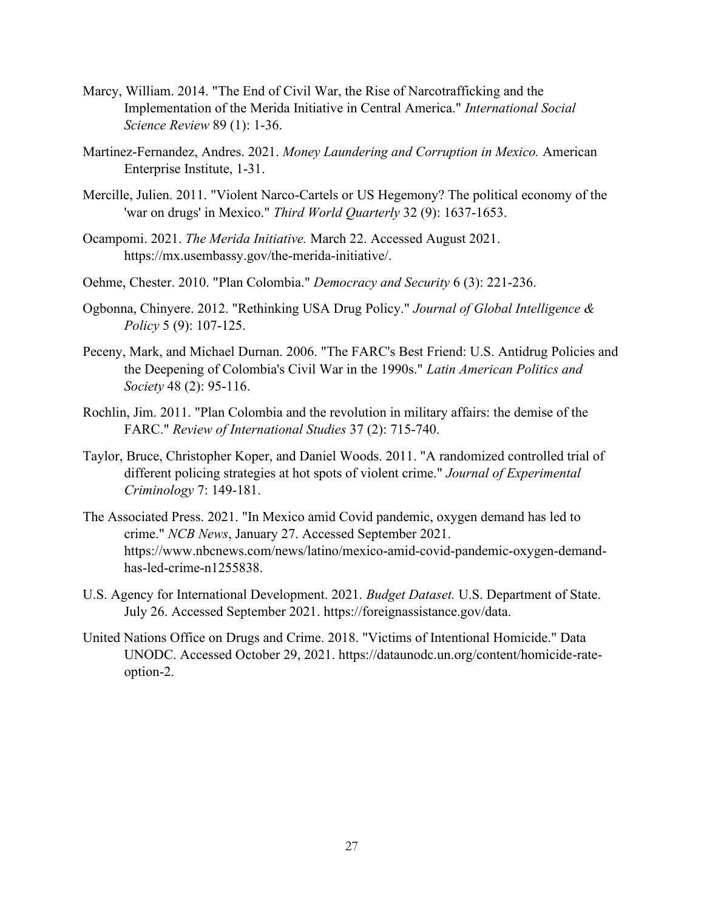Marcy, William. 2014. "The End of Civil War, the Rise of Narcotrafficking and the Implementation of the Merida Initiative in Central America." *International Social Science Review* 89 (1): 1-36.

Martinez-Fernandez, Andres. 2021. *Money Laundering and Corruption in Mexico.* American Enterprise Institute, 1-31.

Mercille, Julien. 2011. "Violent Narco-Cartels or US Hegemony? The political economy of the 'war on drugs' in Mexico." *Third World Quarterly* 32 (9): 1637-1653.

Ocampomi. 2021. *The Merida Initiative.* March 22. Accessed August 2021. https://mx.usembassy.gov/the-merida-initiative/.

Oehme, Chester. 2010. "Plan Colombia." *Democracy and Security* 6 (3): 221-236.

Ogbonna, Chinyere. 2012. "Rethinking USA Drug Policy." *Journal of Global Intelligence & Policy* 5 (9): 107-125.

Peceny, Mark, and Michael Durnan. 2006. "The FARC's Best Friend: U.S. Antidrug Policies and the Deepening of Colombia's Civil War in the 1990s." *Latin American Politics and Society* 48 (2): 95-116.

Rochlin, Jim. 2011. "Plan Colombia and the revolution in military affairs: the demise of the FARC." *Review of International Studies* 37 (2): 715-740.

Taylor, Bruce, Christopher Koper, and Daniel Woods. 2011. "A randomized controlled trial of different policing strategies at hot spots of violent crime." *Journal of Experimental Criminology* 7: 149-181.

The Associated Press. 2021. "In Mexico amid Covid pandemic, oxygen demand has led to crime." *NCB News*, January 27. Accessed September 2021. https://www.nbcnews.com/news/latino/mexico-amid-covid-pandemic-oxygen-demand-has-led-crime-n1255838.

U.S. Agency for International Development. 2021. *Budget Dataset.* U.S. Department of State. July 26. Accessed September 2021. https://foreignassistance.gov/data.

United Nations Office on Drugs and Crime. 2018. "Victims of Intentional Homicide." Data UNODC. Accessed October 29, 2021. https://dataunodc.un.org/content/homicide-rate-option-2.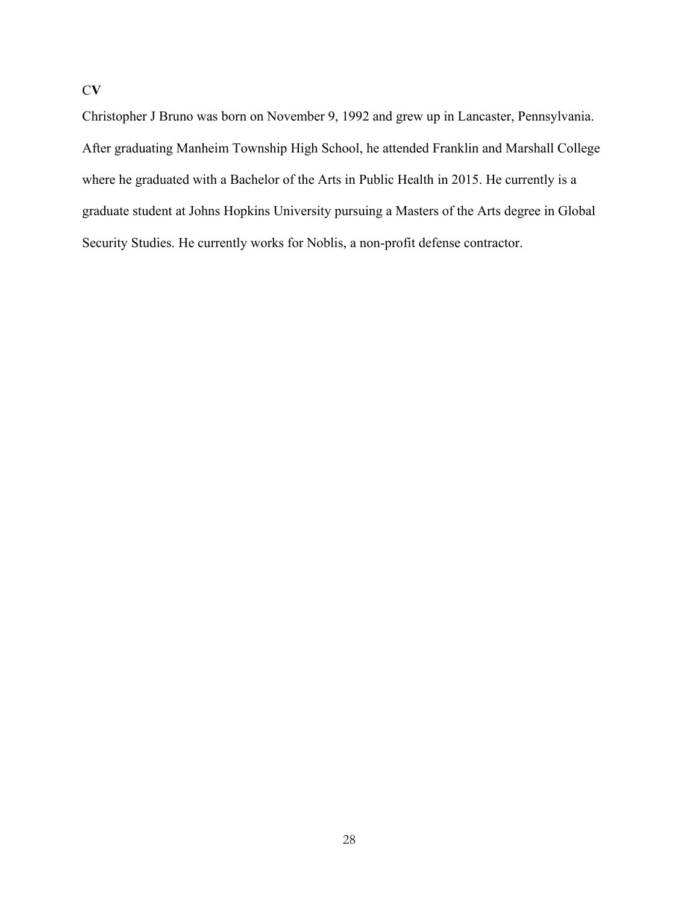**CV**

Christopher J Bruno was born on November 9, 1992 and grew up in Lancaster, Pennsylvania. After graduating Manheim Township High School, he attended Franklin and Marshall College where he graduated with a Bachelor of the Arts in Public Health in 2015. He currently is a graduate student at Johns Hopkins University pursuing a Masters of the Arts degree in Global Security Studies. He currently works for Noblis, a non-profit defense contractor.